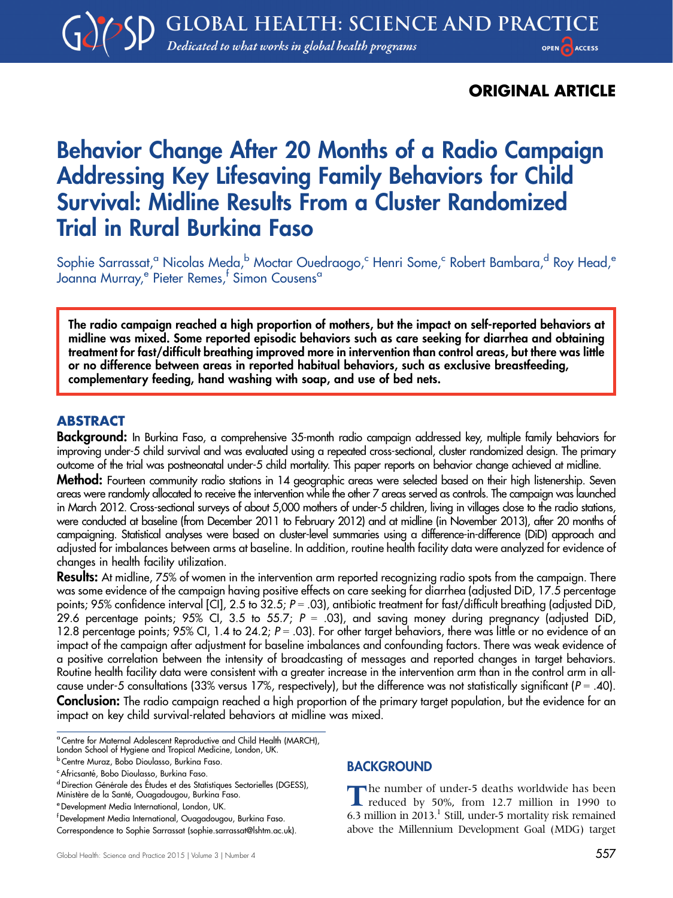ORIGINAL ARTICLE

# Behavior Change After 20 Months of a Radio Campaign Addressing Key Lifesaving Family Behaviors for Child Survival: Midline Results From a Cluster Randomized Trial in Rural Burkina Faso

Sophie Sarrassat,[a] Nicolas Meda,[b] Moctar Ouedraogo,[c] Henri Some,[c] Robert Bambara,[d] Roy Head,[e] Joanna Murray,[e] Pieter Remes,[f] Simon Cousens[a]

**The radio campaign reached a high proportion of mothers, but the impact on self-reported behaviors at midline was mixed. Some reported episodic behaviors such as care seeking for diarrhea and obtaining treatment for fast/difficult breathing improved more in intervention than control areas, but there was little or no difference between areas in reported habitual behaviors, such as exclusive breastfeeding, complementary feeding, hand washing with soap, and use of bed nets.**

## ABSTRACT

**Background:** In Burkina Faso, a comprehensive 35-month radio campaign addressed key, multiple family behaviors for improving under-5 child survival and was evaluated using a repeated cross-sectional, cluster randomized design. The primary outcome of the trial was postneonatal under-5 child mortality. This paper reports on behavior change achieved at midline.

**Method:** Fourteen community radio stations in 14 geographic areas were selected based on their high listenership. Seven areas were randomly allocated to receive the intervention while the other 7 areas served as controls. The campaign was launched in March 2012. Cross-sectional surveys of about 5,000 mothers of under-5 children, living in villages close to the radio stations, were conducted at baseline (from December 2011 to February 2012) and at midline (in November 2013), after 20 months of campaigning. Statistical analyses were based on cluster-level summaries using a difference-in-difference (DiD) approach and adjusted for imbalances between arms at baseline. In addition, routine health facility data were analyzed for evidence of changes in health facility utilization.

**Results:** At midline, 75% of women in the intervention arm reported recognizing radio spots from the campaign. There was some evidence of the campaign having positive effects on care seeking for diarrhea (adjusted DiD, 17.5 percentage points; 95% confidence interval [CI], 2.5 to 32.5; $P = .03$), antibiotic treatment for fast/difficult breathing (adjusted DiD, 29.6 percentage points; 95% CI, 3.5 to 55.7; $P = .03$), and saving money during pregnancy (adjusted DiD, 12.8 percentage points; 95% CI, 1.4 to 24.2; $P = .03$). For other target behaviors, there was little or no evidence of an impact of the campaign after adjustment for baseline imbalances and confounding factors. There was weak evidence of a positive correlation between the intensity of broadcasting of messages and reported changes in target behaviors. Routine health facility data were consistent with a greater increase in the intervention arm than in the control arm in all-cause under-5 consultations (33% versus 17%, respectively), but the difference was not statistically significant ($P = .40$).

**Conclusion:** The radio campaign reached a high proportion of the primary target population, but the evidence for an impact on key child survival-related behaviors at midline was mixed.

[a] Centre for Maternal Adolescent Reproductive and Child Health (MARCH), London School of Hygiene and Tropical Medicine, London, UK.
[b] Centre Muraz, Bobo Dioulasso, Burkina Faso.
[c] Africsanté, Bobo Dioulasso, Burkina Faso.
[d] Direction Générale des Études et des Statistiques Sectorielles (DGESS), Ministère de la Santé, Ouagadougou, Burkina Faso.
[e] Development Media International, London, UK.
[f] Development Media International, Ouagadougou, Burkina Faso.
Correspondence to Sophie Sarrassat (sophie.sarrassat@lshtm.ac.uk).

## BACKGROUND

The number of under-5 deaths worldwide has been reduced by 50%, from 12.7 million in 1990 to 6.3 million in 2013.[1] Still, under-5 mortality risk remained above the Millennium Development Goal (MDG) target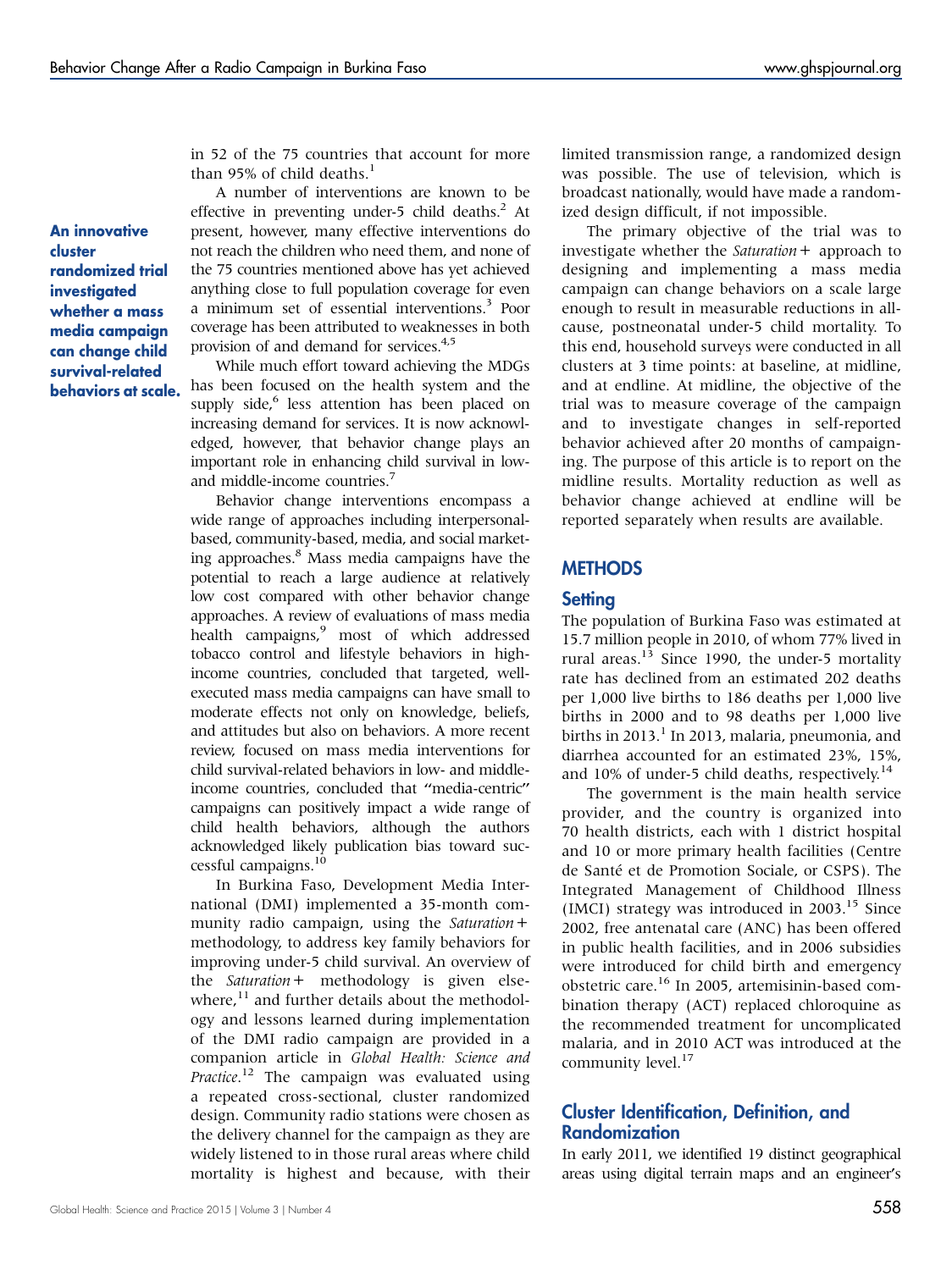in 52 of the 75 countries that account for more than 95% of child deaths.[1]

A number of interventions are known to be effective in preventing under-5 child deaths.[2] At present, however, many effective interventions do not reach the children who need them, and none of the 75 countries mentioned above has yet achieved anything close to full population coverage for even a minimum set of essential interventions.[3] Poor coverage has been attributed to weaknesses in both provision of and demand for services.[4,5]

**An innovative cluster randomized trial investigated whether a mass media campaign can change child survival-related behaviors at scale.**

While much effort toward achieving the MDGs has been focused on the health system and the supply side,[6] less attention has been placed on increasing demand for services. It is now acknowledged, however, that behavior change plays an important role in enhancing child survival in low- and middle-income countries.[7]

Behavior change interventions encompass a wide range of approaches including interpersonal-based, community-based, media, and social marketing approaches.[8] Mass media campaigns have the potential to reach a large audience at relatively low cost compared with other behavior change approaches. A review of evaluations of mass media health campaigns,[9] most of which addressed tobacco control and lifestyle behaviors in high-income countries, concluded that targeted, well-executed mass media campaigns can have small to moderate effects not only on knowledge, beliefs, and attitudes but also on behaviors. A more recent review, focused on mass media interventions for child survival-related behaviors in low- and middle-income countries, concluded that "media-centric" campaigns can positively impact a wide range of child health behaviors, although the authors acknowledged likely publication bias toward successful campaigns.[10]

In Burkina Faso, Development Media International (DMI) implemented a 35-month community radio campaign, using the *Saturation+* methodology, to address key family behaviors for improving under-5 child survival. An overview of the *Saturation+* methodology is given elsewhere,[11] and further details about the methodology and lessons learned during implementation of the DMI radio campaign are provided in a companion article in *Global Health: Science and Practice*.[12] The campaign was evaluated using a repeated cross-sectional, cluster randomized design. Community radio stations were chosen as the delivery channel for the campaign as they are widely listened to in those rural areas where child mortality is highest and because, with their limited transmission range, a randomized design was possible. The use of television, which is broadcast nationally, would have made a randomized design difficult, if not impossible.

The primary objective of the trial was to investigate whether the *Saturation+* approach to designing and implementing a mass media campaign can change behaviors on a scale large enough to result in measurable reductions in all-cause, postneonatal under-5 child mortality. To this end, household surveys were conducted in all clusters at 3 time points: at baseline, at midline, and at endline. At midline, the objective of the trial was to measure coverage of the campaign and to investigate changes in self-reported behavior achieved after 20 months of campaigning. The purpose of this article is to report on the midline results. Mortality reduction as well as behavior change achieved at endline will be reported separately when results are available.

## METHODS

### Setting

The population of Burkina Faso was estimated at 15.7 million people in 2010, of whom 77% lived in rural areas.[13] Since 1990, the under-5 mortality rate has declined from an estimated 202 deaths per 1,000 live births to 186 deaths per 1,000 live births in 2000 and to 98 deaths per 1,000 live births in 2013.[1] In 2013, malaria, pneumonia, and diarrhea accounted for an estimated 23%, 15%, and 10% of under-5 child deaths, respectively.[14]

The government is the main health service provider, and the country is organized into 70 health districts, each with 1 district hospital and 10 or more primary health facilities (Centre de Santé et de Promotion Sociale, or CSPS). The Integrated Management of Childhood Illness (IMCI) strategy was introduced in 2003.[15] Since 2002, free antenatal care (ANC) has been offered in public health facilities, and in 2006 subsidies were introduced for child birth and emergency obstetric care.[16] In 2005, artemisinin-based combination therapy (ACT) replaced chloroquine as the recommended treatment for uncomplicated malaria, and in 2010 ACT was introduced at the community level.[17]

### Cluster Identification, Definition, and Randomization

In early 2011, we identified 19 distinct geographical areas using digital terrain maps and an engineer's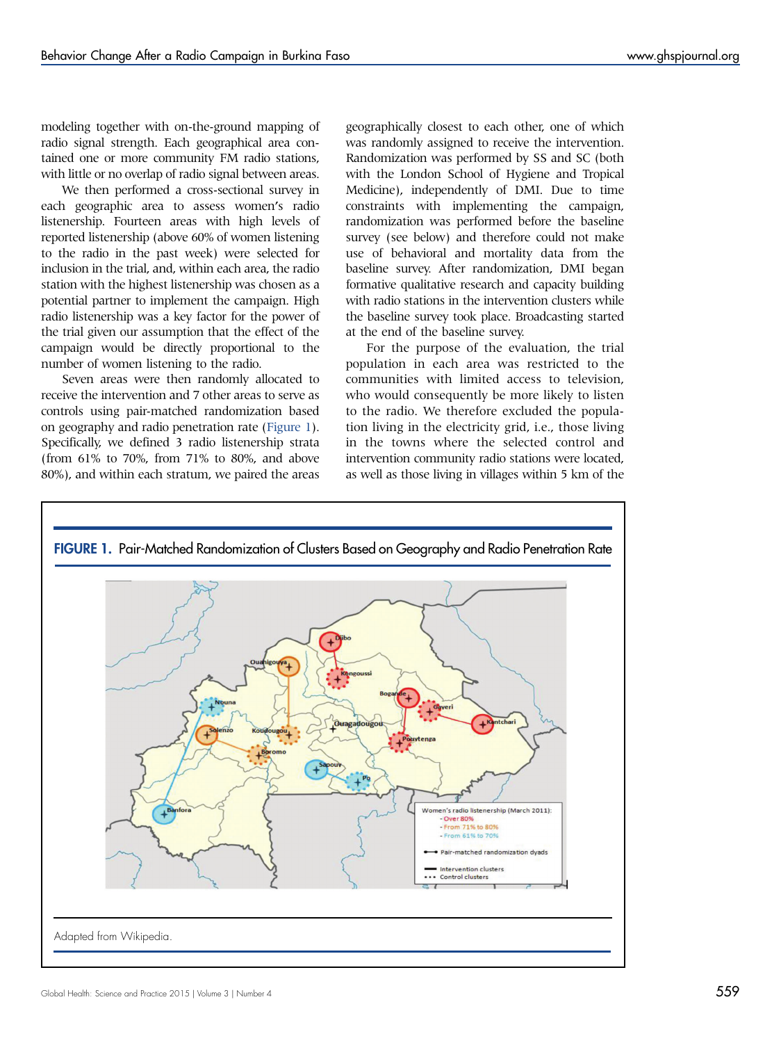modeling together with on-the-ground mapping of radio signal strength. Each geographical area contained one or more community FM radio stations, with little or no overlap of radio signal between areas.

We then performed a cross-sectional survey in each geographic area to assess women's radio listenership. Fourteen areas with high levels of reported listenership (above 60% of women listening to the radio in the past week) were selected for inclusion in the trial, and, within each area, the radio station with the highest listenership was chosen as a potential partner to implement the campaign. High radio listenership was a key factor for the power of the trial given our assumption that the effect of the campaign would be directly proportional to the number of women listening to the radio.

Seven areas were then randomly allocated to receive the intervention and 7 other areas to serve as controls using pair-matched randomization based on geography and radio penetration rate (Figure 1). Specifically, we defined 3 radio listenership strata (from 61% to 70%, from 71% to 80%, and above 80%), and within each stratum, we paired the areas geographically closest to each other, one of which was randomly assigned to receive the intervention. Randomization was performed by SS and SC (both with the London School of Hygiene and Tropical Medicine), independently of DMI. Due to time constraints with implementing the campaign, randomization was performed before the baseline survey (see below) and therefore could not make use of behavioral and mortality data from the baseline survey. After randomization, DMI began formative qualitative research and capacity building with radio stations in the intervention clusters while the baseline survey took place. Broadcasting started at the end of the baseline survey.

For the purpose of the evaluation, the trial population in each area was restricted to the communities with limited access to television, who would consequently be more likely to listen to the radio. We therefore excluded the population living in the electricity grid, i.e., those living in the towns where the selected control and intervention community radio stations were located, as well as those living in villages within 5 km of the

**FIGURE 1.** Pair-Matched Randomization of Clusters Based on Geography and Radio Penetration Rate

Adapted from Wikipedia.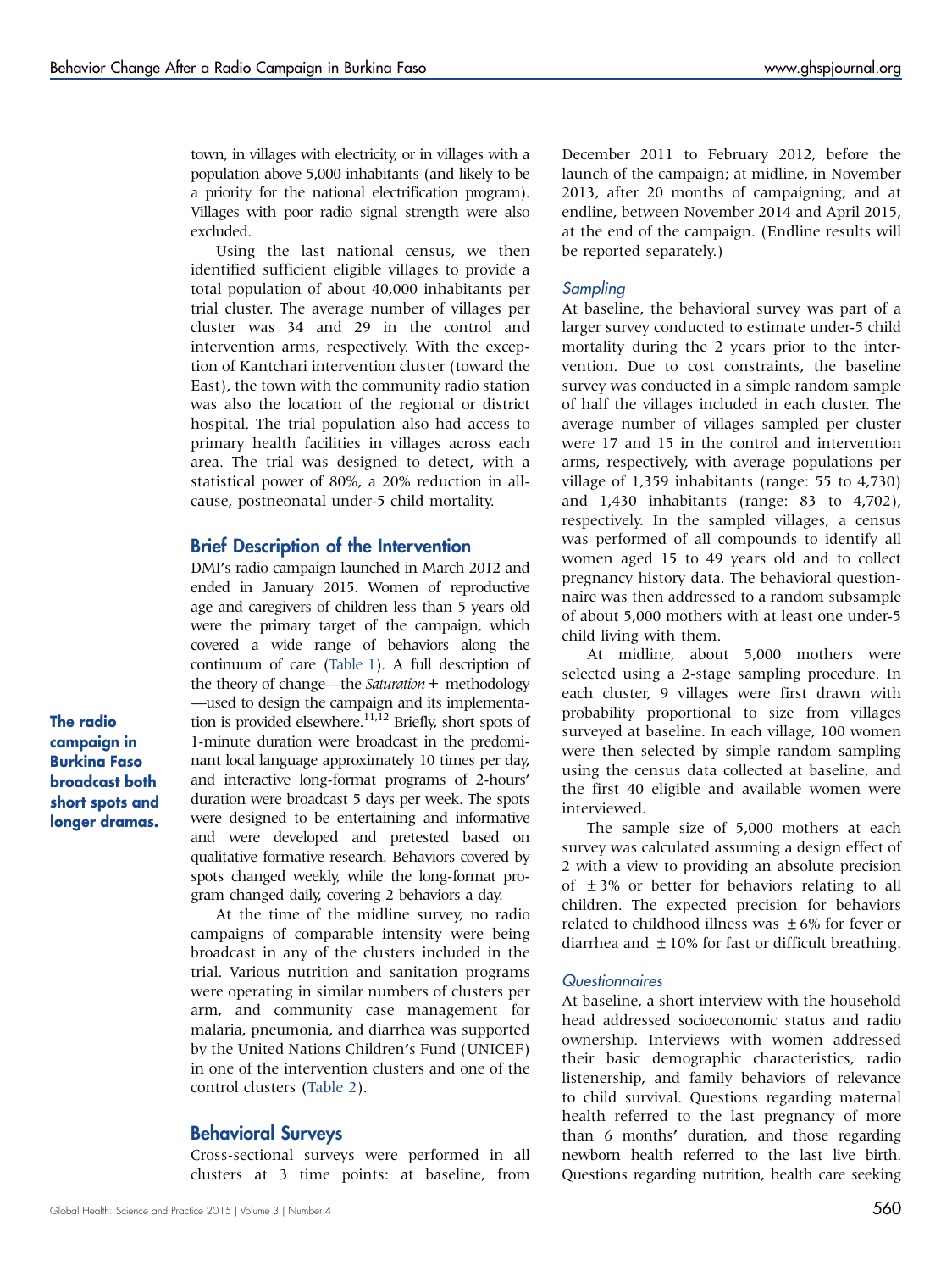town, in villages with electricity, or in villages with a population above 5,000 inhabitants (and likely to be a priority for the national electrification program). Villages with poor radio signal strength were also excluded.

Using the last national census, we then identified sufficient eligible villages to provide a total population of about 40,000 inhabitants per trial cluster. The average number of villages per cluster was 34 and 29 in the control and intervention arms, respectively. With the exception of Kantchari intervention cluster (toward the East), the town with the community radio station was also the location of the regional or district hospital. The trial population also had access to primary health facilities in villages across each area. The trial was designed to detect, with a statistical power of 80%, a 20% reduction in all-cause, postneonatal under-5 child mortality.

## Brief Description of the Intervention

DMI's radio campaign launched in March 2012 and ended in January 2015. Women of reproductive age and caregivers of children less than 5 years old were the primary target of the campaign, which covered a wide range of behaviors along the continuum of care (Table 1). A full description of the theory of change—the *Saturation+* methodology—used to design the campaign and its implementation is provided elsewhere.[11,12] Briefly, short spots of 1-minute duration were broadcast in the predominant local language approximately 10 times per day, and interactive long-format programs of 2-hours' duration were broadcast 5 days per week. The spots were designed to be entertaining and informative and were developed and pretested based on qualitative formative research. Behaviors covered by spots changed weekly, while the long-format program changed daily, covering 2 behaviors a day.

**The radio campaign in Burkina Faso broadcast both short spots and longer dramas.**

At the time of the midline survey, no radio campaigns of comparable intensity were being broadcast in any of the clusters included in the trial. Various nutrition and sanitation programs were operating in similar numbers of clusters per arm, and community case management for malaria, pneumonia, and diarrhea was supported by the United Nations Children's Fund (UNICEF) in one of the intervention clusters and one of the control clusters (Table 2).

## Behavioral Surveys

Cross-sectional surveys were performed in all clusters at 3 time points: at baseline, from December 2011 to February 2012, before the launch of the campaign; at midline, in November 2013, after 20 months of campaigning; and at endline, between November 2014 and April 2015, at the end of the campaign. (Endline results will be reported separately.)

### *Sampling*

At baseline, the behavioral survey was part of a larger survey conducted to estimate under-5 child mortality during the 2 years prior to the intervention. Due to cost constraints, the baseline survey was conducted in a simple random sample of half the villages included in each cluster. The average number of villages sampled per cluster were 17 and 15 in the control and intervention arms, respectively, with average populations per village of 1,359 inhabitants (range: 55 to 4,730) and 1,430 inhabitants (range: 83 to 4,702), respectively. In the sampled villages, a census was performed of all compounds to identify all women aged 15 to 49 years old and to collect pregnancy history data. The behavioral questionnaire was then addressed to a random subsample of about 5,000 mothers with at least one under-5 child living with them.

At midline, about 5,000 mothers were selected using a 2-stage sampling procedure. In each cluster, 9 villages were first drawn with probability proportional to size from villages surveyed at baseline. In each village, 100 women were then selected by simple random sampling using the census data collected at baseline, and the first 40 eligible and available women were interviewed.

The sample size of 5,000 mothers at each survey was calculated assuming a design effect of 2 with a view to providing an absolute precision of ±3% or better for behaviors relating to all children. The expected precision for behaviors related to childhood illness was ±6% for fever or diarrhea and ±10% for fast or difficult breathing.

### *Questionnaires*

At baseline, a short interview with the household head addressed socioeconomic status and radio ownership. Interviews with women addressed their basic demographic characteristics, radio listenership, and family behaviors of relevance to child survival. Questions regarding maternal health referred to the last pregnancy of more than 6 months' duration, and those regarding newborn health referred to the last live birth. Questions regarding nutrition, health care seeking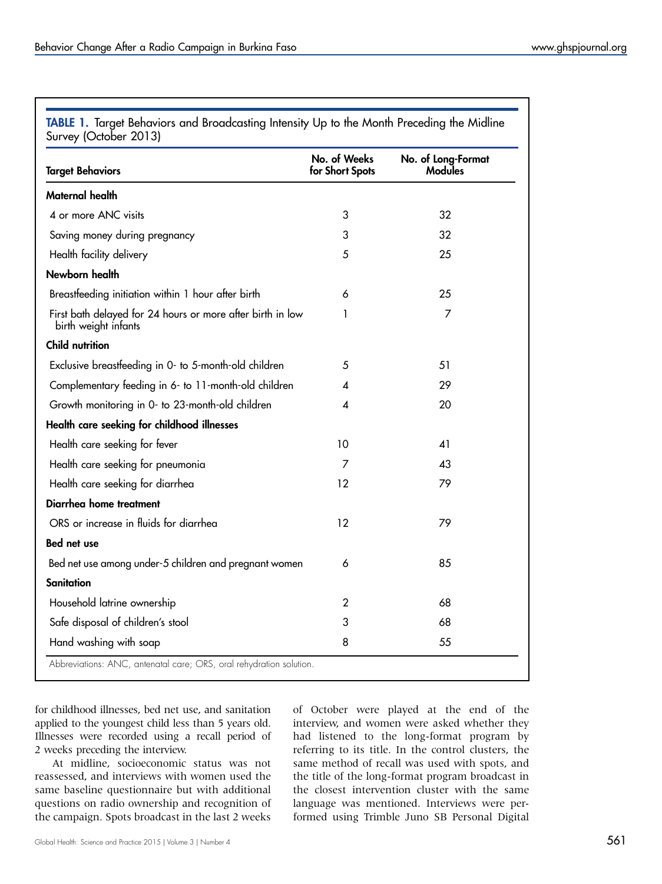**TABLE 1.** Target Behaviors and Broadcasting Intensity Up to the Month Preceding the Midline Survey (October 2013)

| Target Behaviors | No. of Weeks for Short Spots | No. of Long-Format Modules |
|---|---|---|
| **Maternal health** | | |
| 4 or more ANC visits | 3 | 32 |
| Saving money during pregnancy | 3 | 32 |
| Health facility delivery | 5 | 25 |
| **Newborn health** | | |
| Breastfeeding initiation within 1 hour after birth | 6 | 25 |
| First bath delayed for 24 hours or more after birth in low birth weight infants | 1 | 7 |
| **Child nutrition** | | |
| Exclusive breastfeeding in 0- to 5-month-old children | 5 | 51 |
| Complementary feeding in 6- to 11-month-old children | 4 | 29 |
| Growth monitoring in 0- to 23-month-old children | 4 | 20 |
| **Health care seeking for childhood illnesses** | | |
| Health care seeking for fever | 10 | 41 |
| Health care seeking for pneumonia | 7 | 43 |
| Health care seeking for diarrhea | 12 | 79 |
| **Diarrhea home treatment** | | |
| ORS or increase in fluids for diarrhea | 12 | 79 |
| **Bed net use** | | |
| Bed net use among under-5 children and pregnant women | 6 | 85 |
| **Sanitation** | | |
| Household latrine ownership | 2 | 68 |
| Safe disposal of children's stool | 3 | 68 |
| Hand washing with soap | 8 | 55 |

Abbreviations: ANC, antenatal care; ORS, oral rehydration solution.

for childhood illnesses, bed net use, and sanitation applied to the youngest child less than 5 years old. Illnesses were recorded using a recall period of 2 weeks preceding the interview.

At midline, socioeconomic status was not reassessed, and interviews with women used the same baseline questionnaire but with additional questions on radio ownership and recognition of the campaign. Spots broadcast in the last 2 weeks of October were played at the end of the interview, and women were asked whether they had listened to the long-format program by referring to its title. In the control clusters, the same method of recall was used with spots, and the title of the long-format program broadcast in the closest intervention cluster with the same language was mentioned. Interviews were performed using Trimble Juno SB Personal Digital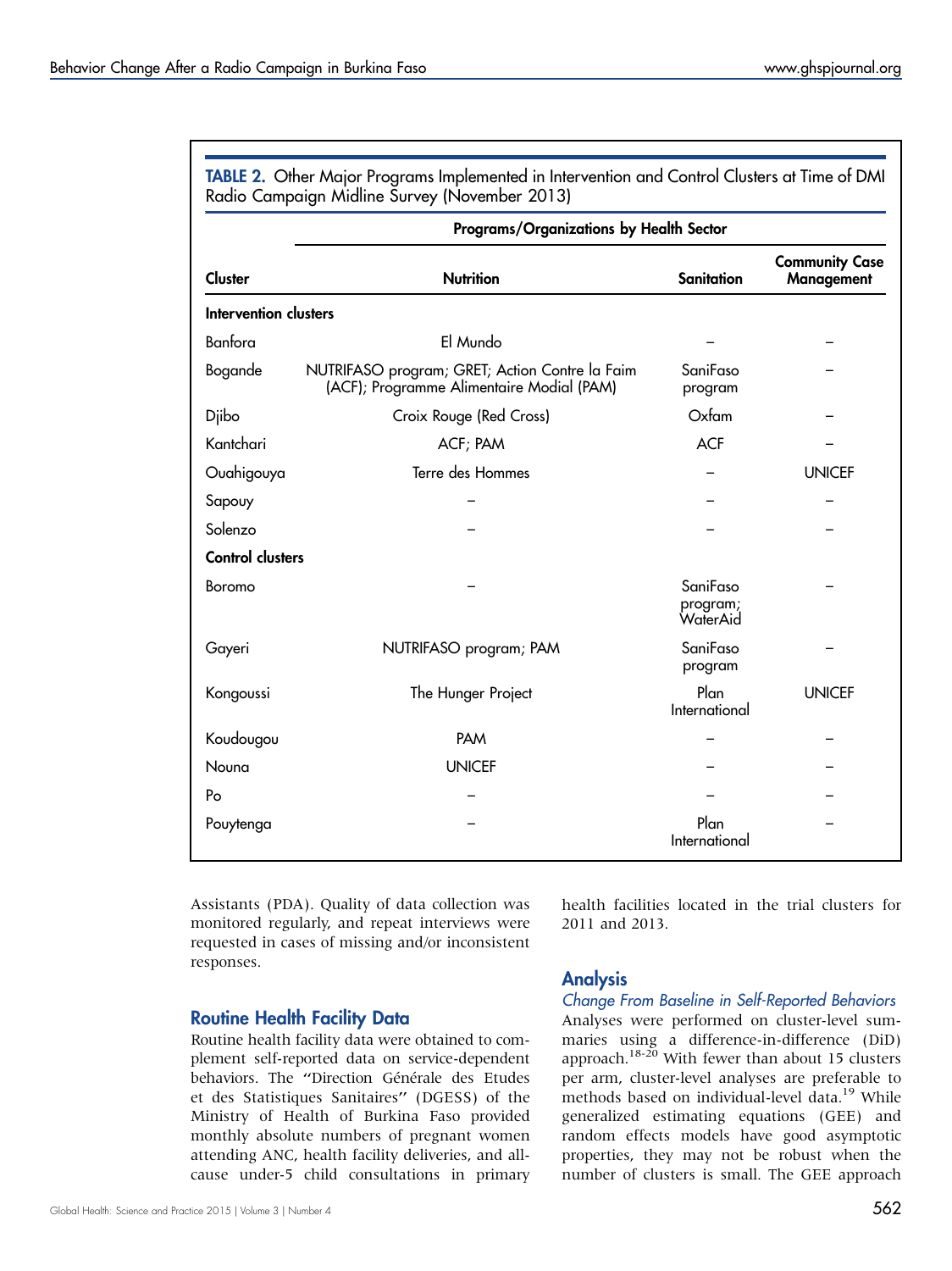**TABLE 2.** Other Major Programs Implemented in Intervention and Control Clusters at Time of DMI Radio Campaign Midline Survey (November 2013)

| | Programs/Organizations by Health Sector | | |
|---|---|---|---|
| **Cluster** | **Nutrition** | **Sanitation** | **Community Case Management** |
| **Intervention clusters** | | | |
| Banfora | El Mundo | – | – |
| Bogande | NUTRIFASO program; GRET; Action Contre la Faim (ACF); Programme Alimentaire Modial (PAM) | SaniFaso program | – |
| Djibo | Croix Rouge (Red Cross) | Oxfam | – |
| Kantchari | ACF; PAM | ACF | – |
| Ouahigouya | Terre des Hommes | – | UNICEF |
| Sapouy | – | – | – |
| Solenzo | – | – | – |
| **Control clusters** | | | |
| Boromo | – | SaniFaso program; WaterAid | – |
| Gayeri | NUTRIFASO program; PAM | SaniFaso program | – |
| Kongoussi | The Hunger Project | Plan International | UNICEF |
| Koudougou | PAM | – | – |
| Nouna | UNICEF | – | – |
| Po | – | – | – |
| Pouytenga | – | Plan International | – |

Assistants (PDA). Quality of data collection was monitored regularly, and repeat interviews were requested in cases of missing and/or inconsistent responses.

## Routine Health Facility Data

Routine health facility data were obtained to complement self-reported data on service-dependent behaviors. The "Direction Générale des Etudes et des Statistiques Sanitaires" (DGESS) of the Ministry of Health of Burkina Faso provided monthly absolute numbers of pregnant women attending ANC, health facility deliveries, and all-cause under-5 child consultations in primary health facilities located in the trial clusters for 2011 and 2013.

## Analysis

### *Change From Baseline in Self-Reported Behaviors*

Analyses were performed on cluster-level summaries using a difference-in-difference (DiD) approach.[18-20] With fewer than about 15 clusters per arm, cluster-level analyses are preferable to methods based on individual-level data.[19] While generalized estimating equations (GEE) and random effects models have good asymptotic properties, they may not be robust when the number of clusters is small. The GEE approach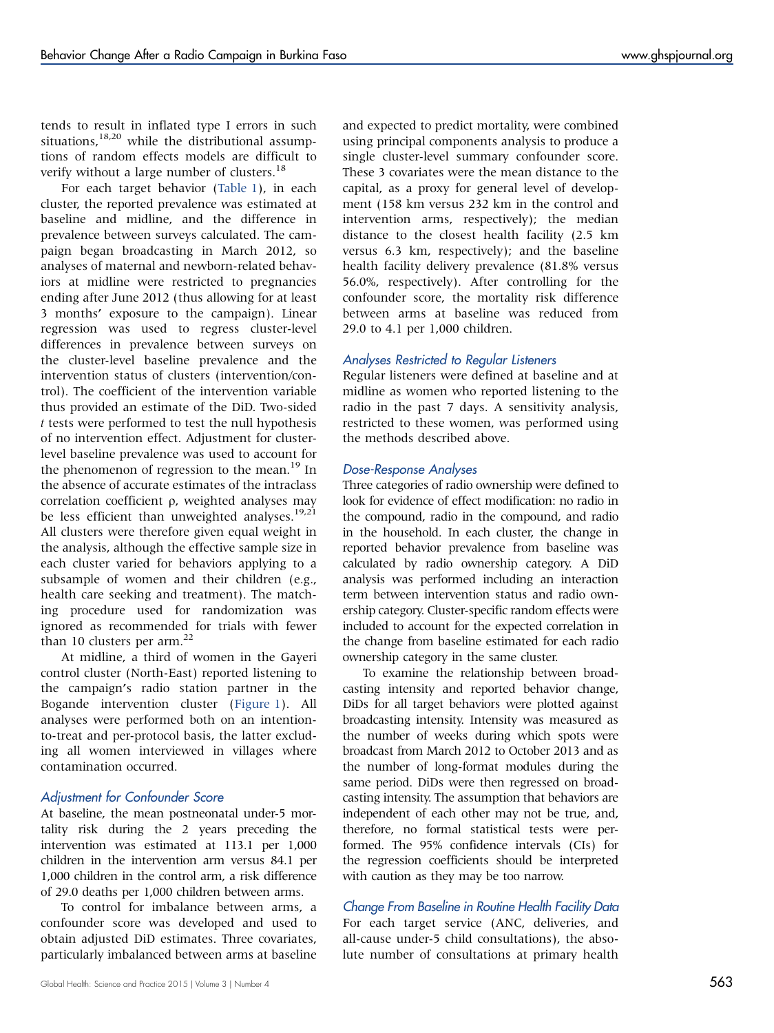tends to result in inflated type I errors in such situations,[18,20] while the distributional assumptions of random effects models are difficult to verify without a large number of clusters.[18]

For each target behavior (Table 1), in each cluster, the reported prevalence was estimated at baseline and midline, and the difference in prevalence between surveys calculated. The campaign began broadcasting in March 2012, so analyses of maternal and newborn-related behaviors at midline were restricted to pregnancies ending after June 2012 (thus allowing for at least 3 months' exposure to the campaign). Linear regression was used to regress cluster-level differences in prevalence between surveys on the cluster-level baseline prevalence and the intervention status of clusters (intervention/control). The coefficient of the intervention variable thus provided an estimate of the DiD. Two-sided *t* tests were performed to test the null hypothesis of no intervention effect. Adjustment for cluster-level baseline prevalence was used to account for the phenomenon of regression to the mean.[19] In the absence of accurate estimates of the intraclass correlation coefficient ρ, weighted analyses may be less efficient than unweighted analyses.[19,21] All clusters were therefore given equal weight in the analysis, although the effective sample size in each cluster varied for behaviors applying to a subsample of women and their children (e.g., health care seeking and treatment). The matching procedure used for randomization was ignored as recommended for trials with fewer than 10 clusters per arm.[22]

At midline, a third of women in the Gayeri control cluster (North-East) reported listening to the campaign's radio station partner in the Bogande intervention cluster (Figure 1). All analyses were performed both on an intention-to-treat and per-protocol basis, the latter excluding all women interviewed in villages where contamination occurred.

### Adjustment for Confounder Score

At baseline, the mean postneonatal under-5 mortality risk during the 2 years preceding the intervention was estimated at 113.1 per 1,000 children in the intervention arm versus 84.1 per 1,000 children in the control arm, a risk difference of 29.0 deaths per 1,000 children between arms.

To control for imbalance between arms, a confounder score was developed and used to obtain adjusted DiD estimates. Three covariates, particularly imbalanced between arms at baseline and expected to predict mortality, were combined using principal components analysis to produce a single cluster-level summary confounder score. These 3 covariates were the mean distance to the capital, as a proxy for general level of development (158 km versus 232 km in the control and intervention arms, respectively); the median distance to the closest health facility (2.5 km versus 6.3 km, respectively); and the baseline health facility delivery prevalence (81.8% versus 56.0%, respectively). After controlling for the confounder score, the mortality risk difference between arms at baseline was reduced from 29.0 to 4.1 per 1,000 children.

### Analyses Restricted to Regular Listeners

Regular listeners were defined at baseline and at midline as women who reported listening to the radio in the past 7 days. A sensitivity analysis, restricted to these women, was performed using the methods described above.

### Dose-Response Analyses

Three categories of radio ownership were defined to look for evidence of effect modification: no radio in the compound, radio in the compound, and radio in the household. In each cluster, the change in reported behavior prevalence from baseline was calculated by radio ownership category. A DiD analysis was performed including an interaction term between intervention status and radio ownership category. Cluster-specific random effects were included to account for the expected correlation in the change from baseline estimated for each radio ownership category in the same cluster.

To examine the relationship between broadcasting intensity and reported behavior change, DiDs for all target behaviors were plotted against broadcasting intensity. Intensity was measured as the number of weeks during which spots were broadcast from March 2012 to October 2013 and as the number of long-format modules during the same period. DiDs were then regressed on broadcasting intensity. The assumption that behaviors are independent of each other may not be true, and, therefore, no formal statistical tests were performed. The 95% confidence intervals (CIs) for the regression coefficients should be interpreted with caution as they may be too narrow.

### Change From Baseline in Routine Health Facility Data

For each target service (ANC, deliveries, and all-cause under-5 child consultations), the absolute number of consultations at primary health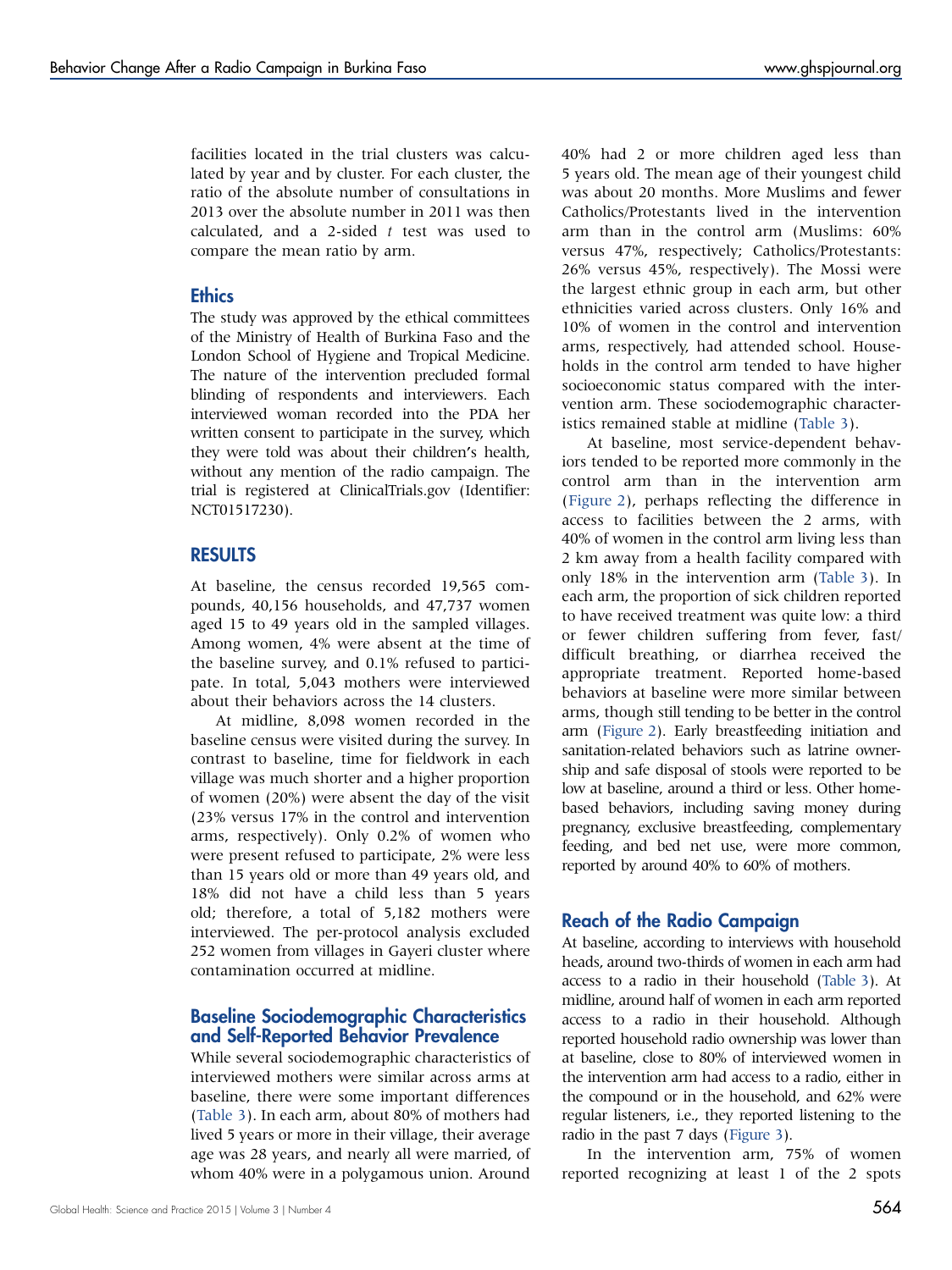facilities located in the trial clusters was calculated by year and by cluster. For each cluster, the ratio of the absolute number of consultations in 2013 over the absolute number in 2011 was then calculated, and a 2-sided *t* test was used to compare the mean ratio by arm.

### Ethics

The study was approved by the ethical committees of the Ministry of Health of Burkina Faso and the London School of Hygiene and Tropical Medicine. The nature of the intervention precluded formal blinding of respondents and interviewers. Each interviewed woman recorded into the PDA her written consent to participate in the survey, which they were told was about their children's health, without any mention of the radio campaign. The trial is registered at ClinicalTrials.gov (Identifier: NCT01517230).

## RESULTS

At baseline, the census recorded 19,565 compounds, 40,156 households, and 47,737 women aged 15 to 49 years old in the sampled villages. Among women, 4% were absent at the time of the baseline survey, and 0.1% refused to participate. In total, 5,043 mothers were interviewed about their behaviors across the 14 clusters.

At midline, 8,098 women recorded in the baseline census were visited during the survey. In contrast to baseline, time for fieldwork in each village was much shorter and a higher proportion of women (20%) were absent the day of the visit (23% versus 17% in the control and intervention arms, respectively). Only 0.2% of women who were present refused to participate, 2% were less than 15 years old or more than 49 years old, and 18% did not have a child less than 5 years old; therefore, a total of 5,182 mothers were interviewed. The per-protocol analysis excluded 252 women from villages in Gayeri cluster where contamination occurred at midline.

### Baseline Sociodemographic Characteristics and Self-Reported Behavior Prevalence

While several sociodemographic characteristics of interviewed mothers were similar across arms at baseline, there were some important differences (Table 3). In each arm, about 80% of mothers had lived 5 years or more in their village, their average age was 28 years, and nearly all were married, of whom 40% were in a polygamous union. Around 40% had 2 or more children aged less than 5 years old. The mean age of their youngest child was about 20 months. More Muslims and fewer Catholics/Protestants lived in the intervention arm than in the control arm (Muslims: 60% versus 47%, respectively; Catholics/Protestants: 26% versus 45%, respectively). The Mossi were the largest ethnic group in each arm, but other ethnicities varied across clusters. Only 16% and 10% of women in the control and intervention arms, respectively, had attended school. Households in the control arm tended to have higher socioeconomic status compared with the intervention arm. These sociodemographic characteristics remained stable at midline (Table 3).

At baseline, most service-dependent behaviors tended to be reported more commonly in the control arm than in the intervention arm (Figure 2), perhaps reflecting the difference in access to facilities between the 2 arms, with 40% of women in the control arm living less than 2 km away from a health facility compared with only 18% in the intervention arm (Table 3). In each arm, the proportion of sick children reported to have received treatment was quite low: a third or fewer children suffering from fever, fast/difficult breathing, or diarrhea received the appropriate treatment. Reported home-based behaviors at baseline were more similar between arms, though still tending to be better in the control arm (Figure 2). Early breastfeeding initiation and sanitation-related behaviors such as latrine ownership and safe disposal of stools were reported to be low at baseline, around a third or less. Other home-based behaviors, including saving money during pregnancy, exclusive breastfeeding, complementary feeding, and bed net use, were more common, reported by around 40% to 60% of mothers.

### Reach of the Radio Campaign

At baseline, according to interviews with household heads, around two-thirds of women in each arm had access to a radio in their household (Table 3). At midline, around half of women in each arm reported access to a radio in their household. Although reported household radio ownership was lower than at baseline, close to 80% of interviewed women in the intervention arm had access to a radio, either in the compound or in the household, and 62% were regular listeners, i.e., they reported listening to the radio in the past 7 days (Figure 3).

In the intervention arm, 75% of women reported recognizing at least 1 of the 2 spots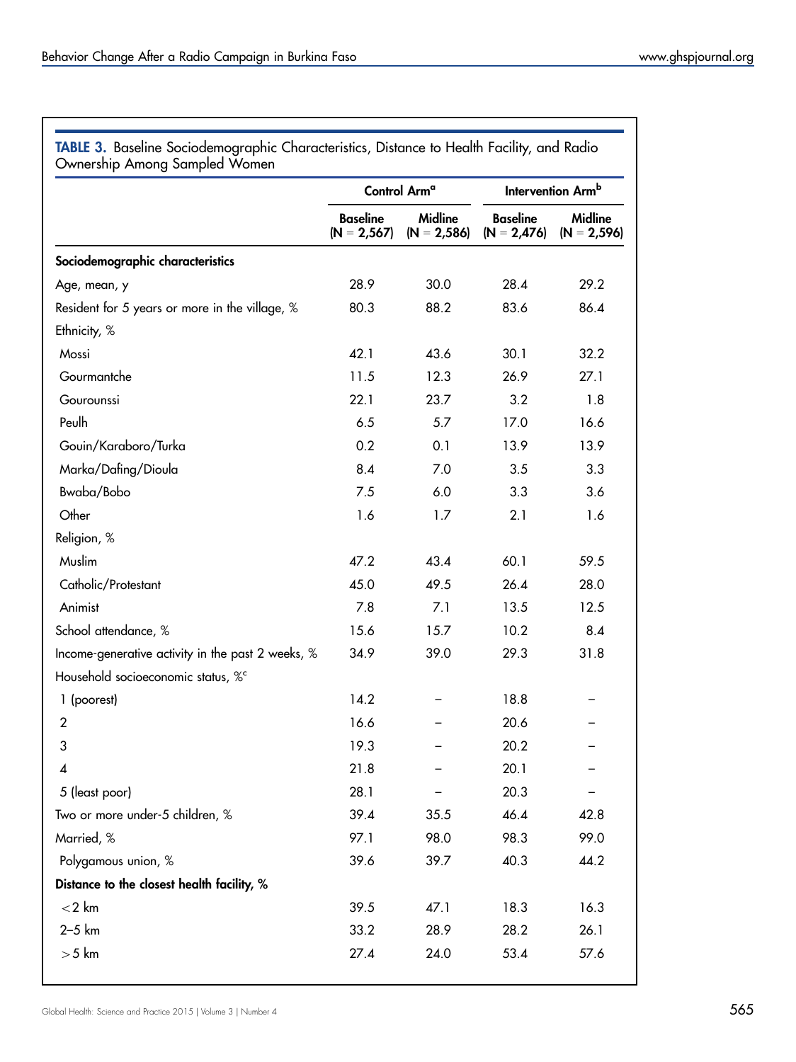**TABLE 3.** Baseline Sociodemographic Characteristics, Distance to Health Facility, and Radio Ownership Among Sampled Women

| | Control Arm[a] | | Intervention Arm[b] | |
|---|---|---|---|---|
| | Baseline (N = 2,567) | Midline (N = 2,586) | Baseline (N = 2,476) | Midline (N = 2,596) |
| **Sociodemographic characteristics** | | | | |
| Age, mean, y | 28.9 | 30.0 | 28.4 | 29.2 |
| Resident for 5 years or more in the village, % | 80.3 | 88.2 | 83.6 | 86.4 |
| Ethnicity, % | | | | |
| Mossi | 42.1 | 43.6 | 30.1 | 32.2 |
| Gourmantche | 11.5 | 12.3 | 26.9 | 27.1 |
| Gourounssi | 22.1 | 23.7 | 3.2 | 1.8 |
| Peulh | 6.5 | 5.7 | 17.0 | 16.6 |
| Gouin/Karaboro/Turka | 0.2 | 0.1 | 13.9 | 13.9 |
| Marka/Dafing/Dioula | 8.4 | 7.0 | 3.5 | 3.3 |
| Bwaba/Bobo | 7.5 | 6.0 | 3.3 | 3.6 |
| Other | 1.6 | 1.7 | 2.1 | 1.6 |
| Religion, % | | | | |
| Muslim | 47.2 | 43.4 | 60.1 | 59.5 |
| Catholic/Protestant | 45.0 | 49.5 | 26.4 | 28.0 |
| Animist | 7.8 | 7.1 | 13.5 | 12.5 |
| School attendance, % | 15.6 | 15.7 | 10.2 | 8.4 |
| Income-generative activity in the past 2 weeks, % | 34.9 | 39.0 | 29.3 | 31.8 |
| Household socioeconomic status, %[c] | | | | |
| 1 (poorest) | 14.2 | – | 18.8 | – |
| 2 | 16.6 | – | 20.6 | – |
| 3 | 19.3 | – | 20.2 | – |
| 4 | 21.8 | – | 20.1 | – |
| 5 (least poor) | 28.1 | – | 20.3 | – |
| Two or more under-5 children, % | 39.4 | 35.5 | 46.4 | 42.8 |
| Married, % | 97.1 | 98.0 | 98.3 | 99.0 |
| Polygamous union, % | 39.6 | 39.7 | 40.3 | 44.2 |
| **Distance to the closest health facility, %** | | | | |
| <2 km | 39.5 | 47.1 | 18.3 | 16.3 |
| 2–5 km | 33.2 | 28.9 | 28.2 | 26.1 |
| >5 km | 27.4 | 24.0 | 53.4 | 57.6 |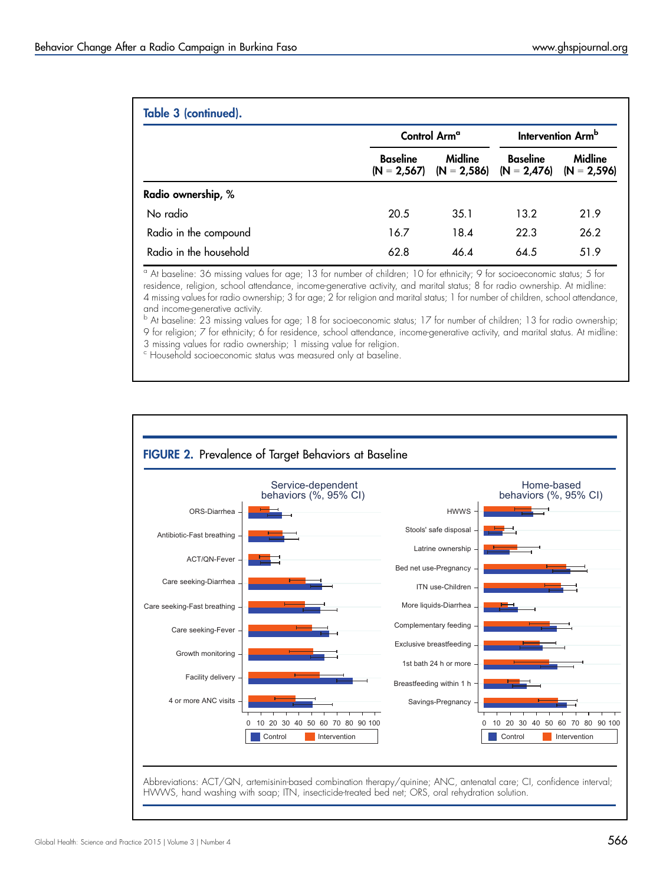**Table 3 (continued).**

| | Control Arm[a] | | Intervention Arm[b] | |
|---|---|---|---|---|
| | Baseline (N = 2,567) | Midline (N = 2,586) | Baseline (N = 2,476) | Midline (N = 2,596) |
| **Radio ownership, %** | | | | |
| No radio | 20.5 | 35.1 | 13.2 | 21.9 |
| Radio in the compound | 16.7 | 18.4 | 22.3 | 26.2 |
| Radio in the household | 62.8 | 46.4 | 64.5 | 51.9 |

[a] At baseline: 36 missing values for age; 13 for number of children; 10 for ethnicity; 9 for socioeconomic status; 5 for residence, religion, school attendance, income-generative activity, and marital status; 8 for radio ownership. At midline: 4 missing values for radio ownership; 3 for age; 2 for religion and marital status; 1 for number of children, school attendance, and income-generative activity.

[b] At baseline: 23 missing values for age; 18 for socioeconomic status; 17 for number of children; 13 for radio ownership; 9 for religion; 7 for ethnicity; 6 for residence, school attendance, income-generative activity, and marital status. At midline: 3 missing values for radio ownership; 1 missing value for religion.

[c] Household socioeconomic status was measured only at baseline.

**FIGURE 2.** Prevalence of Target Behaviors at Baseline

Abbreviations: ACT/QN, artemisinin-based combination therapy/quinine; ANC, antenatal care; CI, confidence interval; HWWS, hand washing with soap; ITN, insecticide-treated bed net; ORS, oral rehydration solution.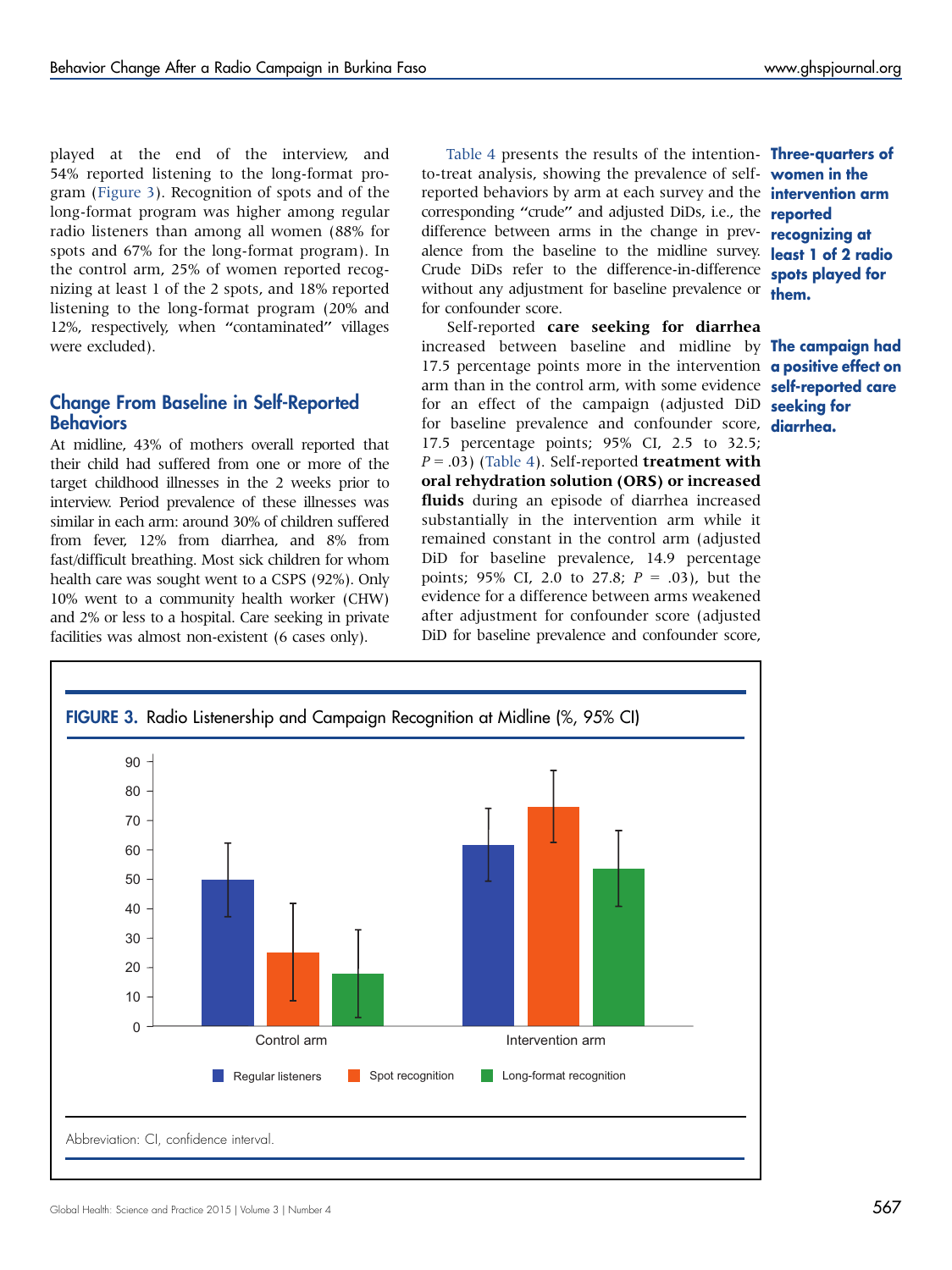played at the end of the interview, and 54% reported listening to the long-format program (Figure 3). Recognition of spots and of the long-format program was higher among regular radio listeners than among all women (88% for spots and 67% for the long-format program). In the control arm, 25% of women reported recognizing at least 1 of the 2 spots, and 18% reported listening to the long-format program (20% and 12%, respectively, when "contaminated" villages were excluded).

## Change From Baseline in Self-Reported Behaviors

At midline, 43% of mothers overall reported that their child had suffered from one or more of the target childhood illnesses in the 2 weeks prior to interview. Period prevalence of these illnesses was similar in each arm: around 30% of children suffered from fever, 12% from diarrhea, and 8% from fast/difficult breathing. Most sick children for whom health care was sought went to a CSPS (92%). Only 10% went to a community health worker (CHW) and 2% or less to a hospital. Care seeking in private facilities was almost non-existent (6 cases only).

Table 4 presents the results of the intention-to-treat analysis, showing the prevalence of self-reported behaviors by arm at each survey and the corresponding "crude" and adjusted DiDs, i.e., the difference between arms in the change in prevalence from the baseline to the midline survey. Crude DiDs refer to the difference-in-difference without any adjustment for baseline prevalence or for confounder score.

**Three-quarters of women in the intervention arm reported recognizing at least 1 of 2 radio spots played for them.**

Self-reported **care seeking for diarrhea** increased between baseline and midline by 17.5 percentage points more in the intervention arm than in the control arm, with some evidence for an effect of the campaign (adjusted DiD for baseline prevalence and confounder score, 17.5 percentage points; 95% CI, 2.5 to 32.5; $P = .03$) (Table 4). Self-reported **treatment with oral rehydration solution (ORS) or increased fluids** during an episode of diarrhea increased substantially in the intervention arm while it remained constant in the control arm (adjusted DiD for baseline prevalence, 14.9 percentage points; 95% CI, 2.0 to 27.8; $P = .03$), but the evidence for a difference between arms weakened after adjustment for confounder score (adjusted DiD for baseline prevalence and confounder score,

**The campaign had a positive effect on self-reported care seeking for diarrhea.**

**FIGURE 3.** Radio Listenership and Campaign Recognition at Midline (%, 95% CI)

| | Regular listeners | Spot recognition | Long-format recognition |
|---|---|---|---|
| Control arm | ~50 | ~25 | ~18 |
| Intervention arm | ~62 | ~75 | ~54 |

Abbreviation: CI, confidence interval.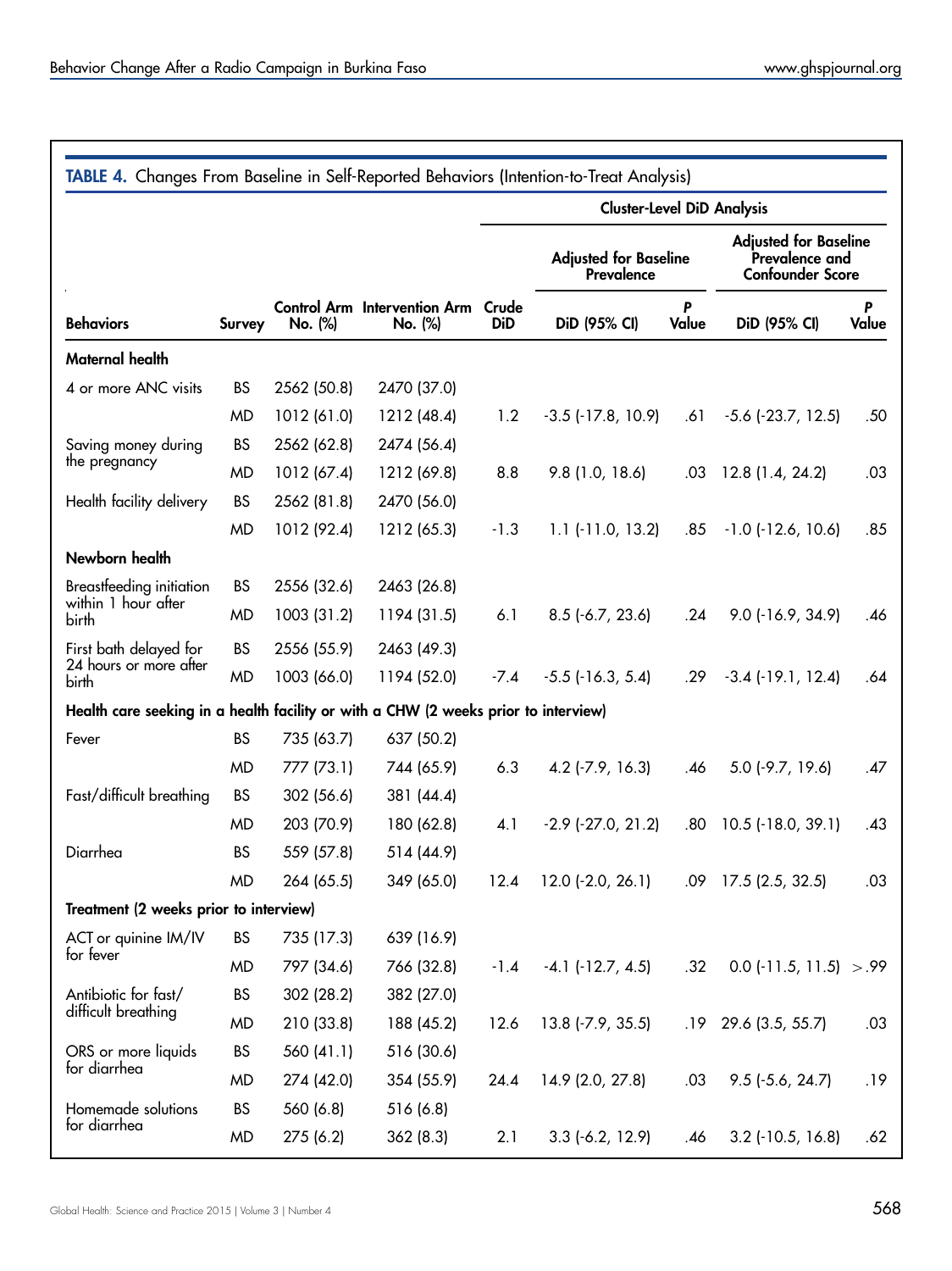**TABLE 4.** Changes From Baseline in Self-Reported Behaviors (Intention-to-Treat Analysis)

| | | | | | Cluster-Level DiD Analysis | | | |
|---|---|---|---|---|---|---|---|---|
| | | | | | Adjusted for Baseline Prevalence | | Adjusted for Baseline Prevalence and Confounder Score | |
| Behaviors | Survey | Control Arm No. (%) | Intervention Arm No. (%) | Crude DiD | DiD (95% CI) | *P* Value | DiD (95% CI) | *P* Value |
| **Maternal health** | | | | | | | | |
| 4 or more ANC visits | BS | 2562 (50.8) | 2470 (37.0) | | | | | |
| | MD | 1012 (61.0) | 1212 (48.4) | 1.2 | -3.5 (-17.8, 10.9) | .61 | -5.6 (-23.7, 12.5) | .50 |
| Saving money during the pregnancy | BS | 2562 (62.8) | 2474 (56.4) | | | | | |
| | MD | 1012 (67.4) | 1212 (69.8) | 8.8 | 9.8 (1.0, 18.6) | .03 | 12.8 (1.4, 24.2) | .03 |
| Health facility delivery | BS | 2562 (81.8) | 2470 (56.0) | | | | | |
| | MD | 1012 (92.4) | 1212 (65.3) | -1.3 | 1.1 (-11.0, 13.2) | .85 | -1.0 (-12.6, 10.6) | .85 |
| **Newborn health** | | | | | | | | |
| Breastfeeding initiation within 1 hour after birth | BS | 2556 (32.6) | 2463 (26.8) | | | | | |
| | MD | 1003 (31.2) | 1194 (31.5) | 6.1 | 8.5 (-6.7, 23.6) | .24 | 9.0 (-16.9, 34.9) | .46 |
| First bath delayed for 24 hours or more after birth | BS | 2556 (55.9) | 2463 (49.3) | | | | | |
| | MD | 1003 (66.0) | 1194 (52.0) | -7.4 | -5.5 (-16.3, 5.4) | .29 | -3.4 (-19.1, 12.4) | .64 |
| **Health care seeking in a health facility or with a CHW (2 weeks prior to interview)** | | | | | | | | |
| Fever | BS | 735 (63.7) | 637 (50.2) | | | | | |
| | MD | 777 (73.1) | 744 (65.9) | 6.3 | 4.2 (-7.9, 16.3) | .46 | 5.0 (-9.7, 19.6) | .47 |
| Fast/difficult breathing | BS | 302 (56.6) | 381 (44.4) | | | | | |
| | MD | 203 (70.9) | 180 (62.8) | 4.1 | -2.9 (-27.0, 21.2) | .80 | 10.5 (-18.0, 39.1) | .43 |
| Diarrhea | BS | 559 (57.8) | 514 (44.9) | | | | | |
| | MD | 264 (65.5) | 349 (65.0) | 12.4 | 12.0 (-2.0, 26.1) | .09 | 17.5 (2.5, 32.5) | .03 |
| **Treatment (2 weeks prior to interview)** | | | | | | | | |
| ACT or quinine IM/IV for fever | BS | 735 (17.3) | 639 (16.9) | | | | | |
| | MD | 797 (34.6) | 766 (32.8) | -1.4 | -4.1 (-12.7, 4.5) | .32 | 0.0 (-11.5, 11.5) | >.99 |
| Antibiotic for fast/ difficult breathing | BS | 302 (28.2) | 382 (27.0) | | | | | |
| | MD | 210 (33.8) | 188 (45.2) | 12.6 | 13.8 (-7.9, 35.5) | .19 | 29.6 (3.5, 55.7) | .03 |
| ORS or more liquids for diarrhea | BS | 560 (41.1) | 516 (30.6) | | | | | |
| | MD | 274 (42.0) | 354 (55.9) | 24.4 | 14.9 (2.0, 27.8) | .03 | 9.5 (-5.6, 24.7) | .19 |
| Homemade solutions for diarrhea | BS | 560 (6.8) | 516 (6.8) | | | | | |
| | MD | 275 (6.2) | 362 (8.3) | 2.1 | 3.3 (-6.2, 12.9) | .46 | 3.2 (-10.5, 16.8) | .62 |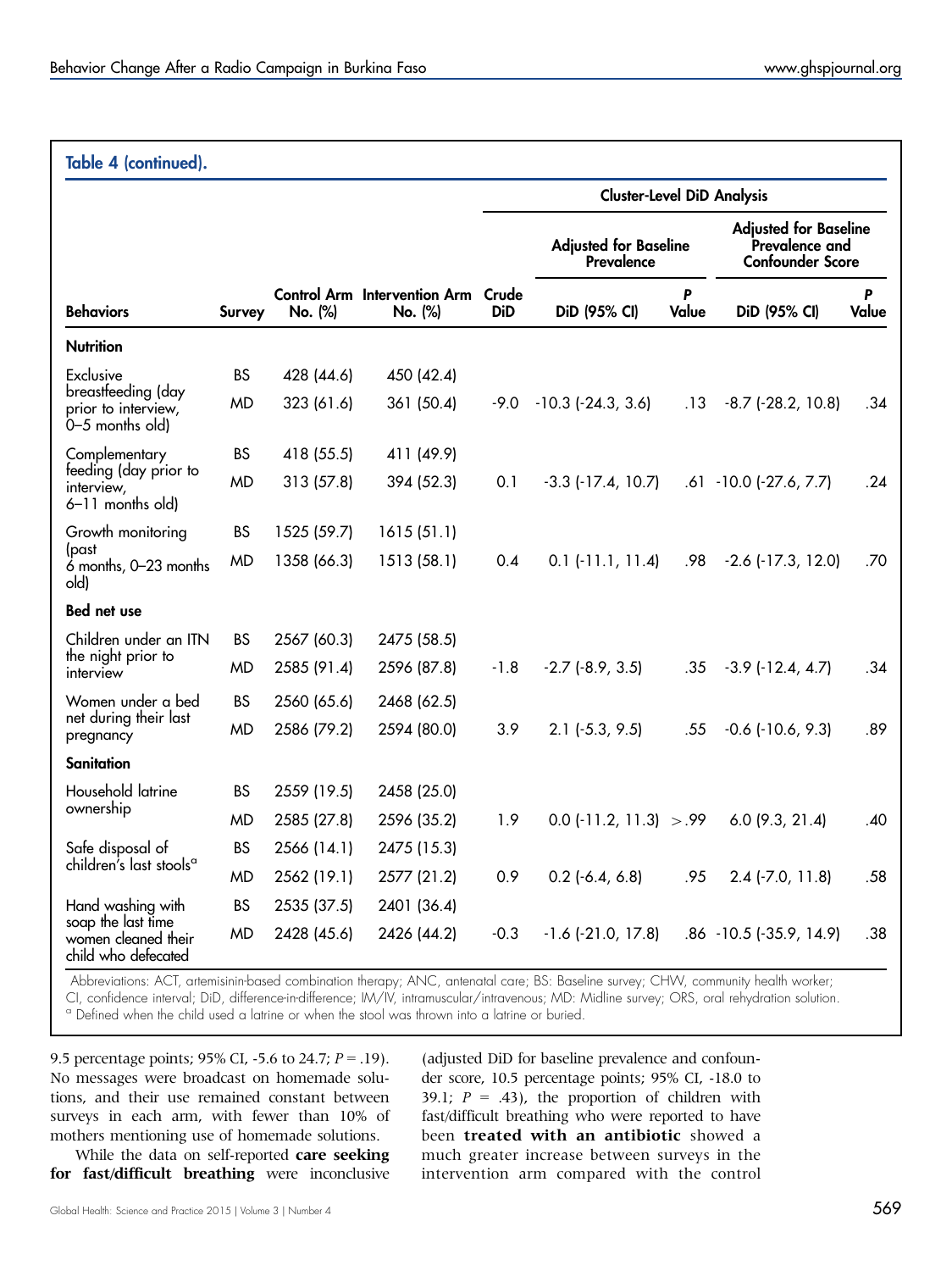**Table 4 (continued).**

| Behaviors | Survey | Control Arm No. (%) | Intervention Arm No. (%) | Crude DiD | Cluster-Level DiD Analysis: Adjusted for Baseline Prevalence DiD (95% CI) | P Value | Adjusted for Baseline Prevalence and Confounder Score DiD (95% CI) | P Value |
|---|---|---|---|---|---|---|---|---|
| **Nutrition** | | | | | | | | |
| Exclusive breastfeeding (day prior to interview, 0–5 months old) | BS | 428 (44.6) | 450 (42.4) | | | | | |
| | MD | 323 (61.6) | 361 (50.4) | -9.0 | -10.3 (-24.3, 3.6) | .13 | -8.7 (-28.2, 10.8) | .34 |
| Complementary feeding (day prior to interview, 6–11 months old) | BS | 418 (55.5) | 411 (49.9) | | | | | |
| | MD | 313 (57.8) | 394 (52.3) | 0.1 | -3.3 (-17.4, 10.7) | .61 | -10.0 (-27.6, 7.7) | .24 |
| Growth monitoring (past 6 months, 0–23 months old) | BS | 1525 (59.7) | 1615 (51.1) | | | | | |
| | MD | 1358 (66.3) | 1513 (58.1) | 0.4 | 0.1 (-11.1, 11.4) | .98 | -2.6 (-17.3, 12.0) | .70 |
| **Bed net use** | | | | | | | | |
| Children under an ITN the night prior to interview | BS | 2567 (60.3) | 2475 (58.5) | | | | | |
| | MD | 2585 (91.4) | 2596 (87.8) | -1.8 | -2.7 (-8.9, 3.5) | .35 | -3.9 (-12.4, 4.7) | .34 |
| Women under a bed net during their last pregnancy | BS | 2560 (65.6) | 2468 (62.5) | | | | | |
| | MD | 2586 (79.2) | 2594 (80.0) | 3.9 | 2.1 (-5.3, 9.5) | .55 | -0.6 (-10.6, 9.3) | .89 |
| **Sanitation** | | | | | | | | |
| Household latrine ownership | BS | 2559 (19.5) | 2458 (25.0) | | | | | |
| | MD | 2585 (27.8) | 2596 (35.2) | 1.9 | 0.0 (-11.2, 11.3) | >.99 | 6.0 (9.3, 21.4) | .40 |
| Safe disposal of children's last stools[a] | BS | 2566 (14.1) | 2475 (15.3) | | | | | |
| | MD | 2562 (19.1) | 2577 (21.2) | 0.9 | 0.2 (-6.4, 6.8) | .95 | 2.4 (-7.0, 11.8) | .58 |
| Hand washing with soap the last time women cleaned their child who defecated | BS | 2535 (37.5) | 2401 (36.4) | | | | | |
| | MD | 2428 (45.6) | 2426 (44.2) | -0.3 | -1.6 (-21.0, 17.8) | .86 | -10.5 (-35.9, 14.9) | .38 |

Abbreviations: ACT, artemisinin-based combination therapy; ANC, antenatal care; BS: Baseline survey; CHW, community health worker; CI, confidence interval; DiD, difference-in-difference; IM/IV, intramuscular/intravenous; MD: Midline survey; ORS, oral rehydration solution.
[a] Defined when the child used a latrine or when the stool was thrown into a latrine or buried.

9.5 percentage points; 95% CI, -5.6 to 24.7; *P* = .19). No messages were broadcast on homemade solutions, and their use remained constant between surveys in each arm, with fewer than 10% of mothers mentioning use of homemade solutions.

While the data on self-reported **care seeking for fast/difficult breathing** were inconclusive (adjusted DiD for baseline prevalence and confounder score, 10.5 percentage points; 95% CI, -18.0 to 39.1; *P* = .43), the proportion of children with fast/difficult breathing who were reported to have been **treated with an antibiotic** showed a much greater increase between surveys in the intervention arm compared with the control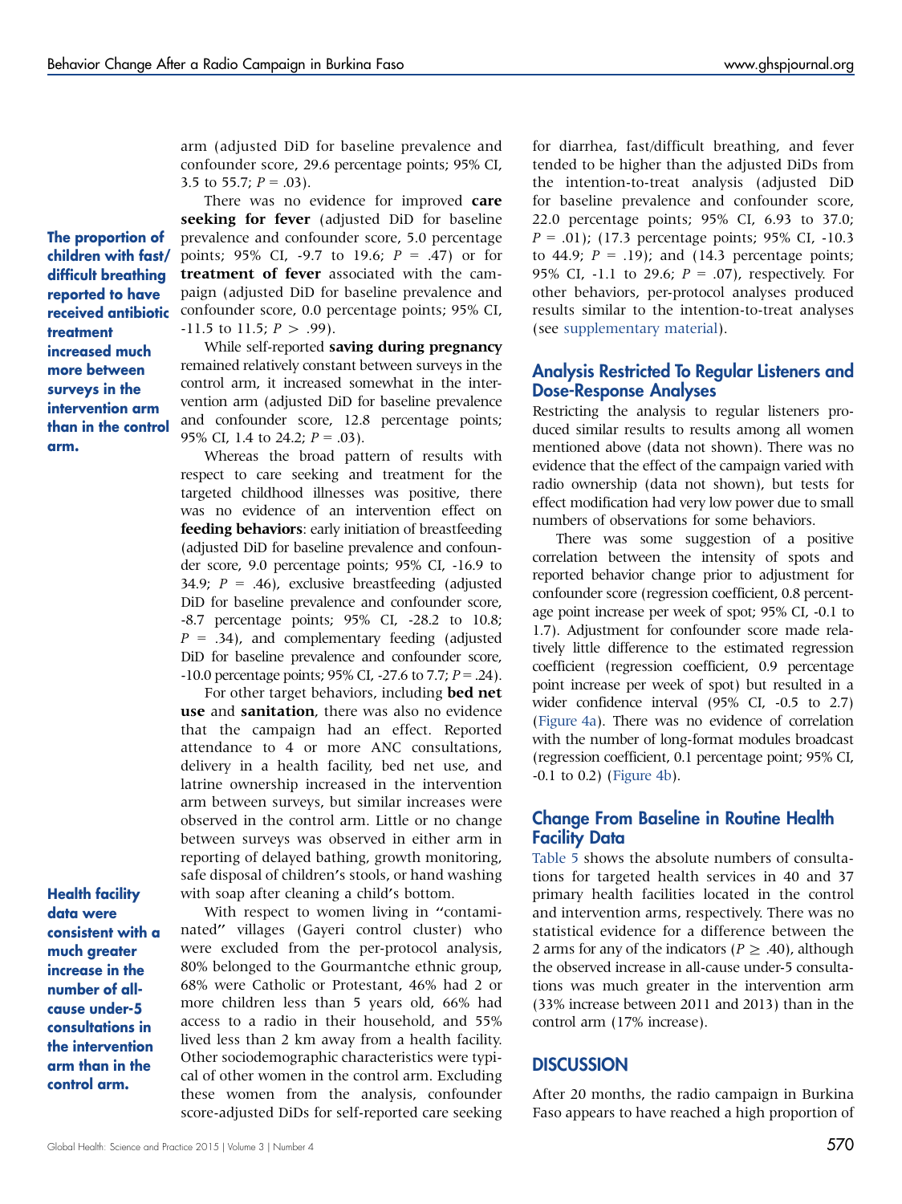arm (adjusted DiD for baseline prevalence and confounder score, 29.6 percentage points; 95% CI, 3.5 to 55.7; $P = .03$).

**The proportion of children with fast/difficult breathing reported to have received antibiotic treatment increased much more between surveys in the intervention arm than in the control arm.**

There was no evidence for improved **care seeking for fever** (adjusted DiD for baseline prevalence and confounder score, 5.0 percentage points; 95% CI, -9.7 to 19.6; $P = .47$) or for **treatment of fever** associated with the campaign (adjusted DiD for baseline prevalence and confounder score, 0.0 percentage points; 95% CI, -11.5 to 11.5; $P > .99$).

While self-reported **saving during pregnancy** remained relatively constant between surveys in the control arm, it increased somewhat in the intervention arm (adjusted DiD for baseline prevalence and confounder score, 12.8 percentage points; 95% CI, 1.4 to 24.2; $P = .03$).

Whereas the broad pattern of results with respect to care seeking and treatment for the targeted childhood illnesses was positive, there was no evidence of an intervention effect on **feeding behaviors**: early initiation of breastfeeding (adjusted DiD for baseline prevalence and confounder score, 9.0 percentage points; 95% CI, -16.9 to 34.9; $P = .46$), exclusive breastfeeding (adjusted DiD for baseline prevalence and confounder score, -8.7 percentage points; 95% CI, -28.2 to 10.8; $P = .34$), and complementary feeding (adjusted DiD for baseline prevalence and confounder score, -10.0 percentage points; 95% CI, -27.6 to 7.7; $P = .24$).

For other target behaviors, including **bed net use** and **sanitation**, there was also no evidence that the campaign had an effect. Reported attendance to 4 or more ANC consultations, delivery in a health facility, bed net use, and latrine ownership increased in the intervention arm between surveys, but similar increases were observed in the control arm. Little or no change between surveys was observed in either arm in reporting of delayed bathing, growth monitoring, safe disposal of children's stools, or hand washing with soap after cleaning a child's bottom.

**Health facility data were consistent with a much greater increase in the number of all-cause under-5 consultations in the intervention arm than in the control arm.**

With respect to women living in "contaminated" villages (Gayeri control cluster) who were excluded from the per-protocol analysis, 80% belonged to the Gourmantche ethnic group, 68% were Catholic or Protestant, 46% had 2 or more children less than 5 years old, 66% had access to a radio in their household, and 55% lived less than 2 km away from a health facility. Other sociodemographic characteristics were typical of other women in the control arm. Excluding these women from the analysis, confounder score-adjusted DiDs for self-reported care seeking for diarrhea, fast/difficult breathing, and fever tended to be higher than the adjusted DiDs from the intention-to-treat analysis (adjusted DiD for baseline prevalence and confounder score, 22.0 percentage points; 95% CI, 6.93 to 37.0; $P = .01$); (17.3 percentage points; 95% CI, -10.3 to 44.9; $P = .19$); and (14.3 percentage points; 95% CI, -1.1 to 29.6; $P = .07$), respectively. For other behaviors, per-protocol analyses produced results similar to the intention-to-treat analyses (see supplementary material).

## Analysis Restricted To Regular Listeners and Dose-Response Analyses

Restricting the analysis to regular listeners produced similar results to results among all women mentioned above (data not shown). There was no evidence that the effect of the campaign varied with radio ownership (data not shown), but tests for effect modification had very low power due to small numbers of observations for some behaviors.

There was some suggestion of a positive correlation between the intensity of spots and reported behavior change prior to adjustment for confounder score (regression coefficient, 0.8 percentage point increase per week of spot; 95% CI, -0.1 to 1.7). Adjustment for confounder score made relatively little difference to the estimated regression coefficient (regression coefficient, 0.9 percentage point increase per week of spot) but resulted in a wider confidence interval (95% CI, -0.5 to 2.7) (Figure 4a). There was no evidence of correlation with the number of long-format modules broadcast (regression coefficient, 0.1 percentage point; 95% CI, -0.1 to 0.2) (Figure 4b).

## Change From Baseline in Routine Health Facility Data

Table 5 shows the absolute numbers of consultations for targeted health services in 40 and 37 primary health facilities located in the control and intervention arms, respectively. There was no statistical evidence for a difference between the 2 arms for any of the indicators ($P \geq .40$), although the observed increase in all-cause under-5 consultations was much greater in the intervention arm (33% increase between 2011 and 2013) than in the control arm (17% increase).

## DISCUSSION

After 20 months, the radio campaign in Burkina Faso appears to have reached a high proportion of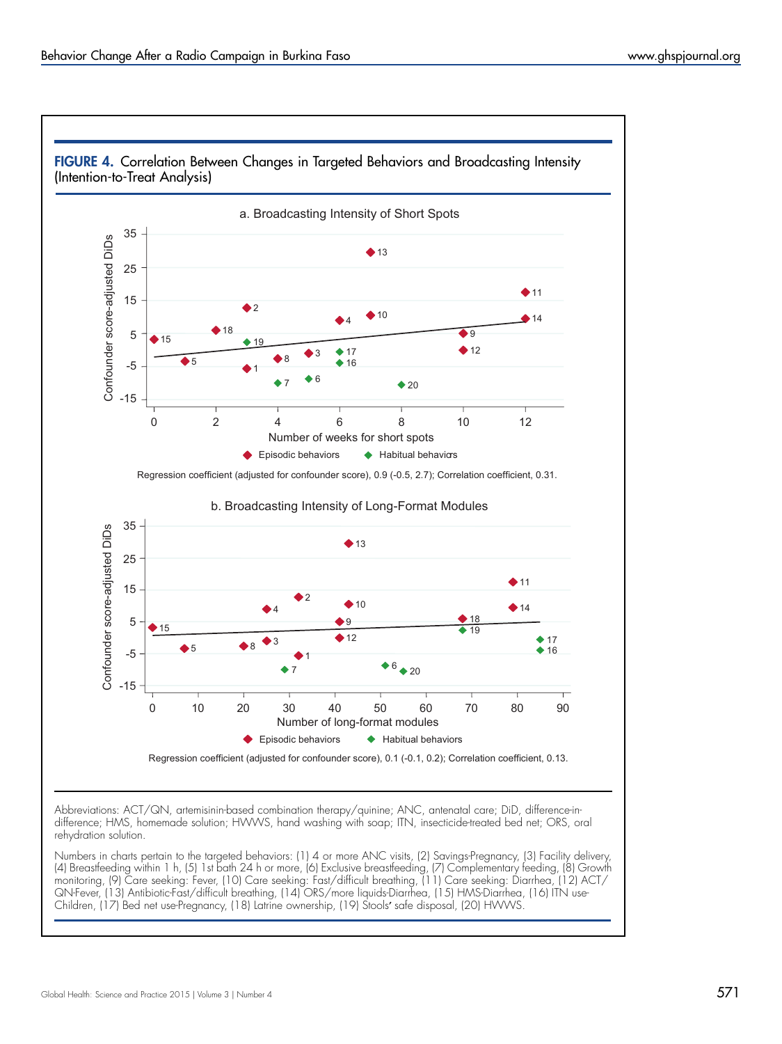**FIGURE 4.** Correlation Between Changes in Targeted Behaviors and Broadcasting Intensity (Intention-to-Treat Analysis)

a. Broadcasting Intensity of Short Spots

Regression coefficient (adjusted for confounder score), 0.9 (-0.5, 2.7); Correlation coefficient, 0.31.

b. Broadcasting Intensity of Long-Format Modules

Regression coefficient (adjusted for confounder score), 0.1 (-0.1, 0.2); Correlation coefficient, 0.13.

Abbreviations: ACT/QN, artemisinin-based combination therapy/quinine; ANC, antenatal care; DiD, difference-in-difference; HMS, homemade solution; HWWS, hand washing with soap; ITN, insecticide-treated bed net; ORS, oral rehydration solution.

Numbers in charts pertain to the targeted behaviors: (1) 4 or more ANC visits, (2) Savings-Pregnancy, (3) Facility delivery, (4) Breastfeeding within 1 h, (5) 1st bath 24 h or more, (6) Exclusive breastfeeding, (7) Complementary feeding, (8) Growth monitoring, (9) Care seeking: Fever, (10) Care seeking: Fast/difficult breathing, (11) Care seeking: Diarrhea, (12) ACT/QN-Fever, (13) Antibiotic-Fast/difficult breathing, (14) ORS/more liquids-Diarrhea, (15) HMS-Diarrhea, (16) ITN use-Children, (17) Bed net use-Pregnancy, (18) Latrine ownership, (19) Stools' safe disposal, (20) HWWS.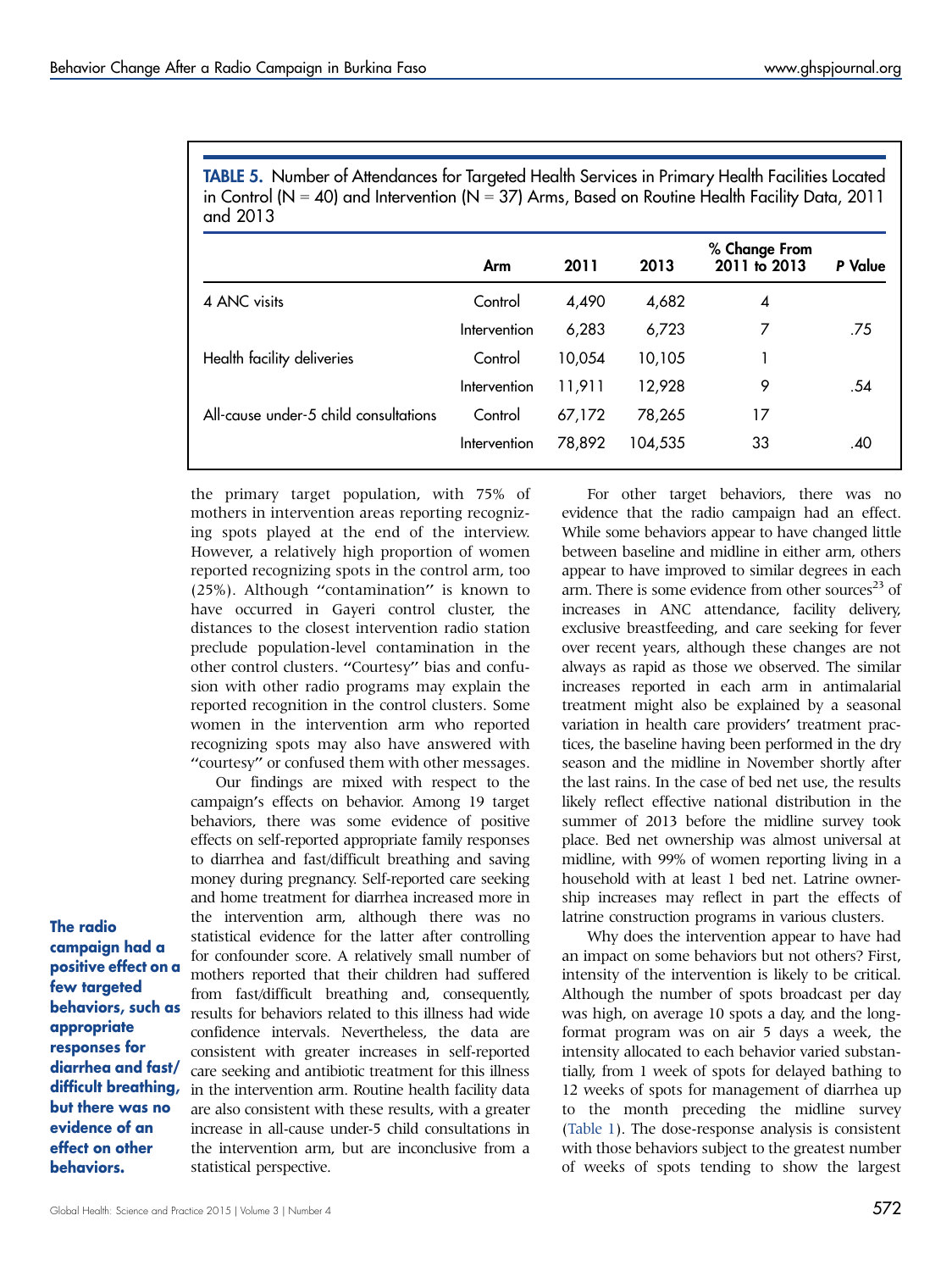TABLE 5. Number of Attendances for Targeted Health Services in Primary Health Facilities Located in Control (N = 40) and Intervention (N = 37) Arms, Based on Routine Health Facility Data, 2011 and 2013

| | Arm | 2011 | 2013 | % Change From 2011 to 2013 | P Value |
|---|---|---|---|---|---|
| 4 ANC visits | Control | 4,490 | 4,682 | 4 | |
| | Intervention | 6,283 | 6,723 | 7 | .75 |
| Health facility deliveries | Control | 10,054 | 10,105 | 1 | |
| | Intervention | 11,911 | 12,928 | 9 | .54 |
| All-cause under-5 child consultations | Control | 67,172 | 78,265 | 17 | |
| | Intervention | 78,892 | 104,535 | 33 | .40 |

the primary target population, with 75% of mothers in intervention areas reporting recognizing spots played at the end of the interview. However, a relatively high proportion of women reported recognizing spots in the control arm, too (25%). Although "contamination" is known to have occurred in Gayeri control cluster, the distances to the closest intervention radio station preclude population-level contamination in the other control clusters. "Courtesy" bias and confusion with other radio programs may explain the reported recognition in the control clusters. Some women in the intervention arm who reported recognizing spots may also have answered with "courtesy" or confused them with other messages.

Our findings are mixed with respect to the campaign's effects on behavior. Among 19 target behaviors, there was some evidence of positive effects on self-reported appropriate family responses to diarrhea and fast/difficult breathing and saving money during pregnancy. Self-reported care seeking and home treatment for diarrhea increased more in the intervention arm, although there was no statistical evidence for the latter after controlling for confounder score. A relatively small number of mothers reported that their children had suffered from fast/difficult breathing and, consequently, results for behaviors related to this illness had wide confidence intervals. Nevertheless, the data are consistent with greater increases in self-reported care seeking and antibiotic treatment for this illness in the intervention arm. Routine health facility data are also consistent with these results, with a greater increase in all-cause under-5 child consultations in the intervention arm, but are inconclusive from a statistical perspective.

**The radio campaign had a positive effect on a few targeted behaviors, such as appropriate responses for diarrhea and fast/difficult breathing, but there was no evidence of an effect on other behaviors.**

For other target behaviors, there was no evidence that the radio campaign had an effect. While some behaviors appear to have changed little between baseline and midline in either arm, others appear to have improved to similar degrees in each arm. There is some evidence from other sources[23] of increases in ANC attendance, facility delivery, exclusive breastfeeding, and care seeking for fever over recent years, although these changes are not always as rapid as those we observed. The similar increases reported in each arm in antimalarial treatment might also be explained by a seasonal variation in health care providers' treatment practices, the baseline having been performed in the dry season and the midline in November shortly after the last rains. In the case of bed net use, the results likely reflect effective national distribution in the summer of 2013 before the midline survey took place. Bed net ownership was almost universal at midline, with 99% of women reporting living in a household with at least 1 bed net. Latrine ownership increases may reflect in part the effects of latrine construction programs in various clusters.

Why does the intervention appear to have had an impact on some behaviors but not others? First, intensity of the intervention is likely to be critical. Although the number of spots broadcast per day was high, on average 10 spots a day, and the long-format program was on air 5 days a week, the intensity allocated to each behavior varied substantially, from 1 week of spots for delayed bathing to 12 weeks of spots for management of diarrhea up to the month preceding the midline survey (Table 1). The dose-response analysis is consistent with those behaviors subject to the greatest number of weeks of spots tending to show the largest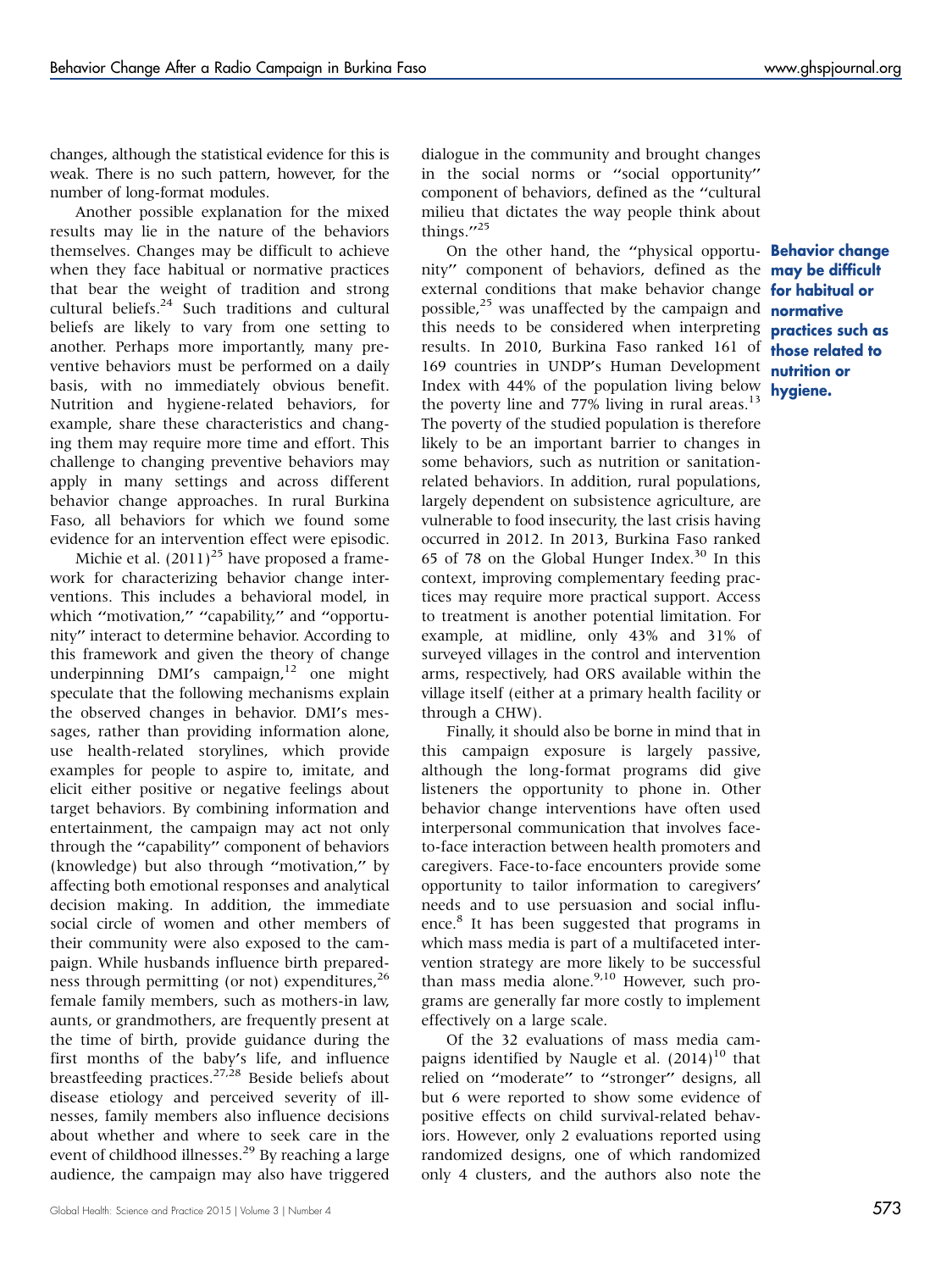changes, although the statistical evidence for this is weak. There is no such pattern, however, for the number of long-format modules.

Another possible explanation for the mixed results may lie in the nature of the behaviors themselves. Changes may be difficult to achieve when they face habitual or normative practices that bear the weight of tradition and strong cultural beliefs.[24] Such traditions and cultural beliefs are likely to vary from one setting to another. Perhaps more importantly, many preventive behaviors must be performed on a daily basis, with no immediately obvious benefit. Nutrition and hygiene-related behaviors, for example, share these characteristics and changing them may require more time and effort. This challenge to changing preventive behaviors may apply in many settings and across different behavior change approaches. In rural Burkina Faso, all behaviors for which we found some evidence for an intervention effect were episodic.

Michie et al. (2011)[25] have proposed a framework for characterizing behavior change interventions. This includes a behavioral model, in which "motivation," "capability," and "opportunity" interact to determine behavior. According to this framework and given the theory of change underpinning DMI's campaign,[12] one might speculate that the following mechanisms explain the observed changes in behavior. DMI's messages, rather than providing information alone, use health-related storylines, which provide examples for people to aspire to, imitate, and elicit either positive or negative feelings about target behaviors. By combining information and entertainment, the campaign may act not only through the "capability" component of behaviors (knowledge) but also through "motivation," by affecting both emotional responses and analytical decision making. In addition, the immediate social circle of women and other members of their community were also exposed to the campaign. While husbands influence birth preparedness through permitting (or not) expenditures,[26] female family members, such as mothers-in law, aunts, or grandmothers, are frequently present at the time of birth, provide guidance during the first months of the baby's life, and influence breastfeeding practices.[27,28] Beside beliefs about disease etiology and perceived severity of illnesses, family members also influence decisions about whether and where to seek care in the event of childhood illnesses.[29] By reaching a large audience, the campaign may also have triggered dialogue in the community and brought changes in the social norms or "social opportunity" component of behaviors, defined as the "cultural milieu that dictates the way people think about things."[25]

**Behavior change may be difficult for habitual or normative practices such as those related to nutrition or hygiene.**

On the other hand, the "physical opportunity" component of behaviors, defined as the external conditions that make behavior change possible,[25] was unaffected by the campaign and this needs to be considered when interpreting results. In 2010, Burkina Faso ranked 161 of 169 countries in UNDP's Human Development Index with 44% of the population living below the poverty line and 77% living in rural areas.[13] The poverty of the studied population is therefore likely to be an important barrier to changes in some behaviors, such as nutrition or sanitation-related behaviors. In addition, rural populations, largely dependent on subsistence agriculture, are vulnerable to food insecurity, the last crisis having occurred in 2012. In 2013, Burkina Faso ranked 65 of 78 on the Global Hunger Index.[30] In this context, improving complementary feeding practices may require more practical support. Access to treatment is another potential limitation. For example, at midline, only 43% and 31% of surveyed villages in the control and intervention arms, respectively, had ORS available within the village itself (either at a primary health facility or through a CHW).

Finally, it should also be borne in mind that in this campaign exposure is largely passive, although the long-format programs did give listeners the opportunity to phone in. Other behavior change interventions have often used interpersonal communication that involves face-to-face interaction between health promoters and caregivers. Face-to-face encounters provide some opportunity to tailor information to caregivers' needs and to use persuasion and social influence.[8] It has been suggested that programs in which mass media is part of a multifaceted intervention strategy are more likely to be successful than mass media alone.[9,10] However, such programs are generally far more costly to implement effectively on a large scale.

Of the 32 evaluations of mass media campaigns identified by Naugle et al. (2014)[10] that relied on "moderate" to "stronger" designs, all but 6 were reported to show some evidence of positive effects on child survival-related behaviors. However, only 2 evaluations reported using randomized designs, one of which randomized only 4 clusters, and the authors also note the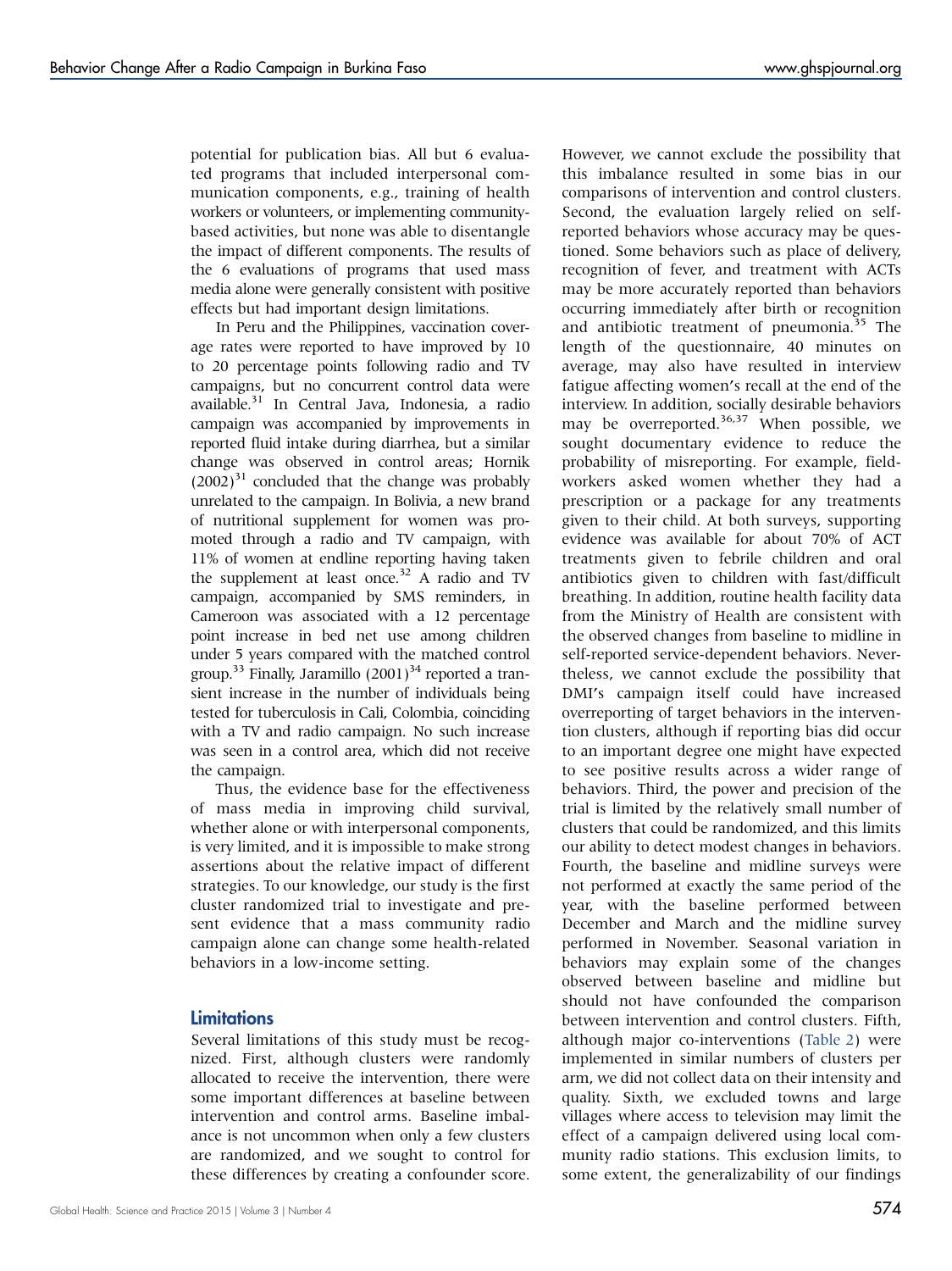potential for publication bias. All but 6 evaluated programs that included interpersonal communication components, e.g., training of health workers or volunteers, or implementing community-based activities, but none was able to disentangle the impact of different components. The results of the 6 evaluations of programs that used mass media alone were generally consistent with positive effects but had important design limitations.

In Peru and the Philippines, vaccination coverage rates were reported to have improved by 10 to 20 percentage points following radio and TV campaigns, but no concurrent control data were available.[31] In Central Java, Indonesia, a radio campaign was accompanied by improvements in reported fluid intake during diarrhea, but a similar change was observed in control areas; Hornik (2002)[31] concluded that the change was probably unrelated to the campaign. In Bolivia, a new brand of nutritional supplement for women was promoted through a radio and TV campaign, with 11% of women at endline reporting having taken the supplement at least once.[32] A radio and TV campaign, accompanied by SMS reminders, in Cameroon was associated with a 12 percentage point increase in bed net use among children under 5 years compared with the matched control group.[33] Finally, Jaramillo (2001)[34] reported a transient increase in the number of individuals being tested for tuberculosis in Cali, Colombia, coinciding with a TV and radio campaign. No such increase was seen in a control area, which did not receive the campaign.

Thus, the evidence base for the effectiveness of mass media in improving child survival, whether alone or with interpersonal components, is very limited, and it is impossible to make strong assertions about the relative impact of different strategies. To our knowledge, our study is the first cluster randomized trial to investigate and present evidence that a mass community radio campaign alone can change some health-related behaviors in a low-income setting.

## Limitations

Several limitations of this study must be recognized. First, although clusters were randomly allocated to receive the intervention, there were some important differences at baseline between intervention and control arms. Baseline imbalance is not uncommon when only a few clusters are randomized, and we sought to control for these differences by creating a confounder score. However, we cannot exclude the possibility that this imbalance resulted in some bias in our comparisons of intervention and control clusters. Second, the evaluation largely relied on self-reported behaviors whose accuracy may be questioned. Some behaviors such as place of delivery, recognition of fever, and treatment with ACTs may be more accurately reported than behaviors occurring immediately after birth or recognition and antibiotic treatment of pneumonia.[35] The length of the questionnaire, 40 minutes on average, may also have resulted in interview fatigue affecting women's recall at the end of the interview. In addition, socially desirable behaviors may be overreported.[36,37] When possible, we sought documentary evidence to reduce the probability of misreporting. For example, fieldworkers asked women whether they had a prescription or a package for any treatments given to their child. At both surveys, supporting evidence was available for about 70% of ACT treatments given to febrile children and oral antibiotics given to children with fast/difficult breathing. In addition, routine health facility data from the Ministry of Health are consistent with the observed changes from baseline to midline in self-reported service-dependent behaviors. Nevertheless, we cannot exclude the possibility that DMI's campaign itself could have increased overreporting of target behaviors in the intervention clusters, although if reporting bias did occur to an important degree one might have expected to see positive results across a wider range of behaviors. Third, the power and precision of the trial is limited by the relatively small number of clusters that could be randomized, and this limits our ability to detect modest changes in behaviors. Fourth, the baseline and midline surveys were not performed at exactly the same period of the year, with the baseline performed between December and March and the midline survey performed in November. Seasonal variation in behaviors may explain some of the changes observed between baseline and midline but should not have confounded the comparison between intervention and control clusters. Fifth, although major co-interventions (Table 2) were implemented in similar numbers of clusters per arm, we did not collect data on their intensity and quality. Sixth, we excluded towns and large villages where access to television may limit the effect of a campaign delivered using local community radio stations. This exclusion limits, to some extent, the generalizability of our findings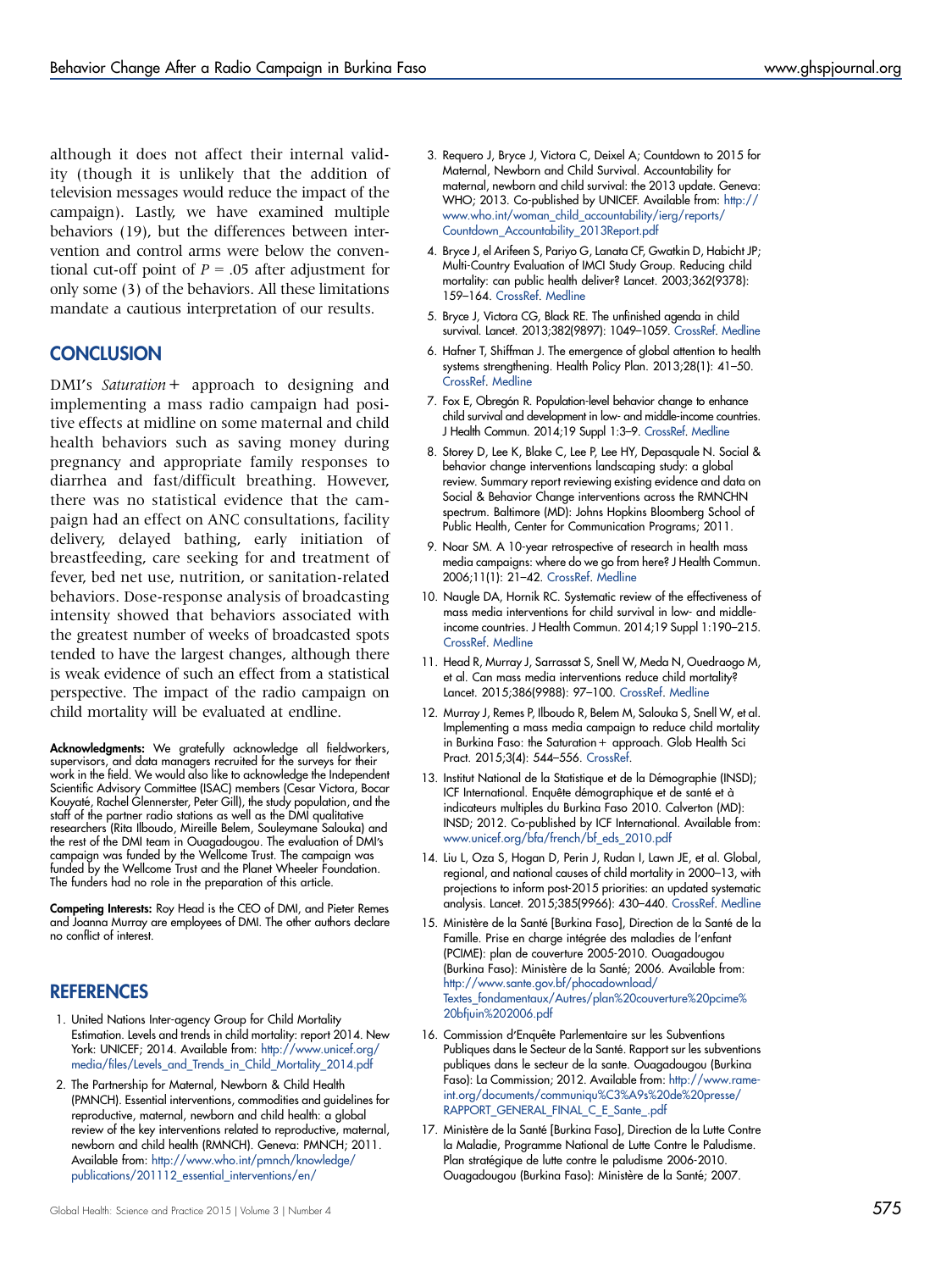although it does not affect their internal validity (though it is unlikely that the addition of television messages would reduce the impact of the campaign). Lastly, we have examined multiple behaviors (19), but the differences between intervention and control arms were below the conventional cut-off point of $P = .05$ after adjustment for only some (3) of the behaviors. All these limitations mandate a cautious interpretation of our results.

## CONCLUSION

DMI's *Saturation+* approach to designing and implementing a mass radio campaign had positive effects at midline on some maternal and child health behaviors such as saving money during pregnancy and appropriate family responses to diarrhea and fast/difficult breathing. However, there was no statistical evidence that the campaign had an effect on ANC consultations, facility delivery, delayed bathing, early initiation of breastfeeding, care seeking for and treatment of fever, bed net use, nutrition, or sanitation-related behaviors. Dose-response analysis of broadcasting intensity showed that behaviors associated with the greatest number of weeks of broadcasted spots tended to have the largest changes, although there is weak evidence of such an effect from a statistical perspective. The impact of the radio campaign on child mortality will be evaluated at endline.

**Acknowledgments:** We gratefully acknowledge all fieldworkers, supervisors, and data managers recruited for the surveys for their work in the field. We would also like to acknowledge the Independent Scientific Advisory Committee (ISAC) members (Cesar Victora, Bocar Kouyaté, Rachel Glennerster, Peter Gill), the study population, and the staff of the partner radio stations as well as the DMI qualitative researchers (Rita Ilboudo, Mireille Belem, Souleymane Salouka) and the rest of the DMI team in Ouagadougou. The evaluation of DMI's campaign was funded by the Wellcome Trust. The campaign was funded by the Wellcome Trust and the Planet Wheeler Foundation. The funders had no role in the preparation of this article.

**Competing Interests:** Roy Head is the CEO of DMI, and Pieter Remes and Joanna Murray are employees of DMI. The other authors declare no conflict of interest.

## REFERENCES

1. United Nations Inter-agency Group for Child Mortality Estimation. Levels and trends in child mortality: report 2014. New York: UNICEF; 2014. Available from: http://www.unicef.org/media/files/Levels_and_Trends_in_Child_Mortality_2014.pdf
2. The Partnership for Maternal, Newborn & Child Health (PMNCH). Essential interventions, commodities and guidelines for reproductive, maternal, newborn and child health: a global review of the key interventions related to reproductive, maternal, newborn and child health (RMNCH). Geneva: PMNCH; 2011. Available from: http://www.who.int/pmnch/knowledge/publications/201112_essential_interventions/en/
3. Requero J, Bryce J, Victora C, Deixel A; Countdown to 2015 for Maternal, Newborn and Child Survival. Accountability for maternal, newborn and child survival: the 2013 update. Geneva: WHO; 2013. Co-published by UNICEF. Available from: http://www.who.int/woman_child_accountability/ierg/reports/Countdown_Accountability_2013Report.pdf
4. Bryce J, el Arifeen S, Pariyo G, Lanata CF, Gwatkin D, Habicht JP; Multi-Country Evaluation of IMCI Study Group. Reducing child mortality: can public health deliver? Lancet. 2003;362(9378): 159–164. CrossRef. Medline
5. Bryce J, Victora CG, Black RE. The unfinished agenda in child survival. Lancet. 2013;382(9897): 1049–1059. CrossRef. Medline
6. Hafner T, Shiffman J. The emergence of global attention to health systems strengthening. Health Policy Plan. 2013;28(1): 41–50. CrossRef. Medline
7. Fox E, Obregón R. Population-level behavior change to enhance child survival and development in low- and middle-income countries. J Health Commun. 2014;19 Suppl 1:3–9. CrossRef. Medline
8. Storey D, Lee K, Blake C, Lee P, Lee HY, Depasquale N. Social & behavior change interventions landscaping study: a global review. Summary report reviewing existing evidence and data on Social & Behavior Change interventions across the RMNCHN spectrum. Baltimore (MD): Johns Hopkins Bloomberg School of Public Health, Center for Communication Programs; 2011.
9. Noar SM. A 10-year retrospective of research in health mass media campaigns: where do we go from here? J Health Commun. 2006;11(1): 21–42. CrossRef. Medline
10. Naugle DA, Hornik RC. Systematic review of the effectiveness of mass media interventions for child survival in low- and middle-income countries. J Health Commun. 2014;19 Suppl 1:190–215. CrossRef. Medline
11. Head R, Murray J, Sarrassat S, Snell W, Meda N, Ouedraogo M, et al. Can mass media interventions reduce child mortality? Lancet. 2015;386(9988): 97–100. CrossRef. Medline
12. Murray J, Remes P, Ilboudo R, Belem M, Salouka S, Snell W, et al. Implementing a mass media campaign to reduce child mortality in Burkina Faso: the Saturation+ approach. Glob Health Sci Pract. 2015;3(4): 544–556. CrossRef.
13. Institut National de la Statistique et de la Démographie (INSD); ICF International. Enquête démographique et de santé et à indicateurs multiples du Burkina Faso 2010. Calverton (MD): INSD; 2012. Co-published by ICF International. Available from: www.unicef.org/bfa/french/bf_eds_2010.pdf
14. Liu L, Oza S, Hogan D, Perin J, Rudan I, Lawn JE, et al. Global, regional, and national causes of child mortality in 2000–13, with projections to inform post-2015 priorities: an updated systematic analysis. Lancet. 2015;385(9966): 430–440. CrossRef. Medline
15. Ministère de la Santé [Burkina Faso], Direction de la Santé de la Famille. Prise en charge intégrée des maladies de l'enfant (PCIME): plan de couverture 2005-2010. Ouagadougou (Burkina Faso): Ministère de la Santé; 2006. Available from: http://www.sante.gov.bf/phocadownload/Textes_fondamentaux/Autres/plan%20couverture%20pcime%20bfjuin%202006.pdf
16. Commission d'Enquête Parlementaire sur les Subventions Publiques dans le Secteur de la Santé. Rapport sur les subventions publiques dans le secteur de la sante. Ouagadougou (Burkina Faso): La Commission; 2012. Available from: http://www.rame-int.org/documents/communiqu%C3%A9s%20de%20presse/RAPPORT_GENERAL_FINAL_C_E_Sante_.pdf
17. Ministère de la Santé [Burkina Faso], Direction de la Lutte Contre la Maladie, Programme National de Lutte Contre le Paludisme. Plan stratégique de lutte contre le paludisme 2006-2010. Ouagadougou (Burkina Faso): Ministère de la Santé; 2007.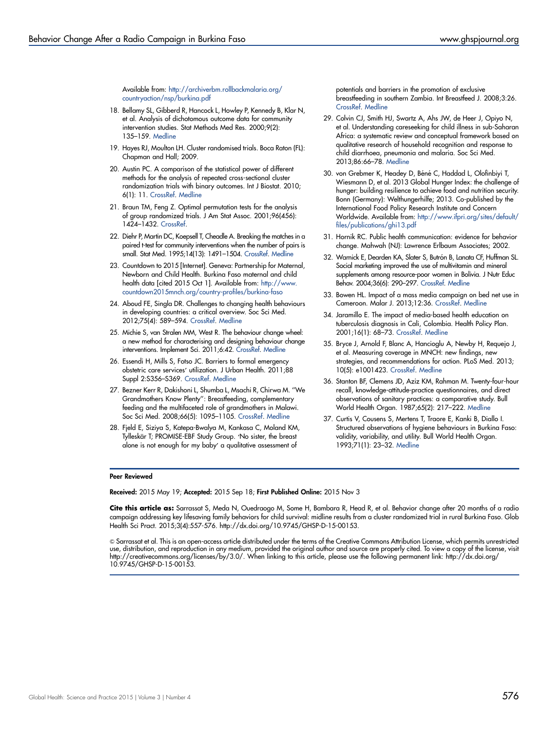Available from: http://archiverbm.rollbackmalaria.org/countryaction/nsp/burkina.pdf

18. Bellamy SL, Gibberd R, Hancock L, Howley P, Kennedy B, Klar N, et al. Analysis of dichotomous outcome data for community intervention studies. Stat Methods Med Res. 2000;9(2): 135–159. Medline
19. Hayes RJ, Moulton LH. Cluster randomised trials. Boca Raton (FL): Chapman and Hall; 2009.
20. Austin PC. A comparison of the statistical power of different methods for the analysis of repeated cross-sectional cluster randomization trials with binary outcomes. Int J Biostat. 2010; 6(1): 11. CrossRef. Medline
21. Braun TM, Feng Z. Optimal permutation tests for the analysis of group randomized trials. J Am Stat Assoc. 2001;96(456): 1424–1432. CrossRef.
22. Diehr P, Martin DC, Koepsell T, Cheadle A. Breaking the matches in a paired t-test for community interventions when the number of pairs is small. Stat Med. 1995;14(13): 1491–1504. CrossRef. Medline
23. Countdown to 2015 [Internet]. Geneva: Partnership for Maternal, Newborn and Child Health. Burkina Faso maternal and child health data [cited 2015 Oct 1]. Available from: http://www.countdown2015mnch.org/country-profiles/burkina-faso
24. Aboud FE, Singla DR. Challenges to changing health behaviours in developing countries: a critical overview. Soc Sci Med. 2012;75(4): 589–594. CrossRef. Medline
25. Michie S, van Stralen MM, West R. The behaviour change wheel: a new method for characterising and designing behaviour change interventions. Implement Sci. 2011;6:42. CrossRef. Medline
26. Essendi H, Mills S, Fotso JC. Barriers to formal emergency obstetric care services' utilization. J Urban Health. 2011;88 Suppl 2:S356–S369. CrossRef. Medline
27. Bezner Kerr R, Dakishoni L, Shumba L, Msachi R, Chirwa M. "We Grandmothers Know Plenty": Breastfeeding, complementary feeding and the multifaceted role of grandmothers in Malawi. Soc Sci Med. 2008;66(5): 1095–1105. CrossRef. Medline
28. Fjeld E, Siziya S, Katepa-Bwalya M, Kankasa C, Moland KM, Tylleskär T; PROMISE-EBF Study Group. 'No sister, the breast alone is not enough for my baby' a qualitative assessment of potentials and barriers in the promotion of exclusive breastfeeding in southern Zambia. Int Breastfeed J. 2008;3:26. CrossRef. Medline
29. Colvin CJ, Smith HJ, Swartz A, Ahs JW, de Heer J, Opiyo N, et al. Understanding careseeking for child illness in sub-Saharan Africa: a systematic review and conceptual framework based on qualitative research of household recognition and response to child diarrhoea, pneumonia and malaria. Soc Sci Med. 2013;86:66–78. Medline
30. von Grebmer K, Headey D, Béné C, Haddad L, Olofinbiyi T, Wiesmann D, et al. 2013 Global Hunger Index: the challenge of hunger: building resilience to achieve food and nutrition security. Bonn (Germany): Welthungerhilfe; 2013. Co-published by the International Food Policy Research Institute and Concern Worldwide. Available from: http://www.ifpri.org/sites/default/files/publications/ghi13.pdf
31. Hornik RC. Public health communication: evidence for behavior change. Mahwah (NJ): Lawrence Erlbaum Associates; 2002.
32. Warnick E, Dearden KA, Slater S, Butrón B, Lanata CF, Huffman SL. Social marketing improved the use of multivitamin and mineral supplements among resource-poor women in Bolivia. J Nutr Educ Behav. 2004;36(6): 290–297. CrossRef. Medline
33. Bowen HL. Impact of a mass media campaign on bed net use in Cameroon. Malar J. 2013;12:36. CrossRef. Medline
34. Jaramillo E. The impact of media-based health education on tuberculosis diagnosis in Cali, Colombia. Health Policy Plan. 2001;16(1): 68–73. CrossRef. Medline
35. Bryce J, Arnold F, Blanc A, Hancioglu A, Newby H, Requejo J, et al. Measuring coverage in MNCH: new findings, new strategies, and recommendations for action. PLoS Med. 2013; 10(5): e1001423. CrossRef. Medline
36. Stanton BF, Clemens JD, Aziz KM, Rahman M. Twenty-four-hour recall, knowledge-attitude-practice questionnaires, and direct observations of sanitary practices: a comparative study. Bull World Health Organ. 1987;65(2): 217–222. Medline
37. Curtis V, Cousens S, Mertens T, Traore E, Kanki B, Diallo I. Structured observations of hygiene behaviours in Burkina Faso: validity, variability, and utility. Bull World Health Organ. 1993;71(1): 23–32. Medline

**Peer Reviewed**

**Received:** 2015 May 19; **Accepted:** 2015 Sep 18; **First Published Online:** 2015 Nov 3

**Cite this article as:** Sarrassat S, Meda N, Ouedraogo M, Some H, Bambara R, Head R, et al. Behavior change after 20 months of a radio campaign addressing key lifesaving family behaviors for child survival: midline results from a cluster randomized trial in rural Burkina Faso. Glob Health Sci Pract. 2015;3(4):557-576. http://dx.doi.org/10.9745/GHSP-D-15-00153.

© Sarrassat et al. This is an open-access article distributed under the terms of the Creative Commons Attribution License, which permits unrestricted use, distribution, and reproduction in any medium, provided the original author and source are properly cited. To view a copy of the license, visit http://creativecommons.org/licenses/by/3.0/. When linking to this article, please use the following permanent link: http://dx.doi.org/10.9745/GHSP-D-15-00153.